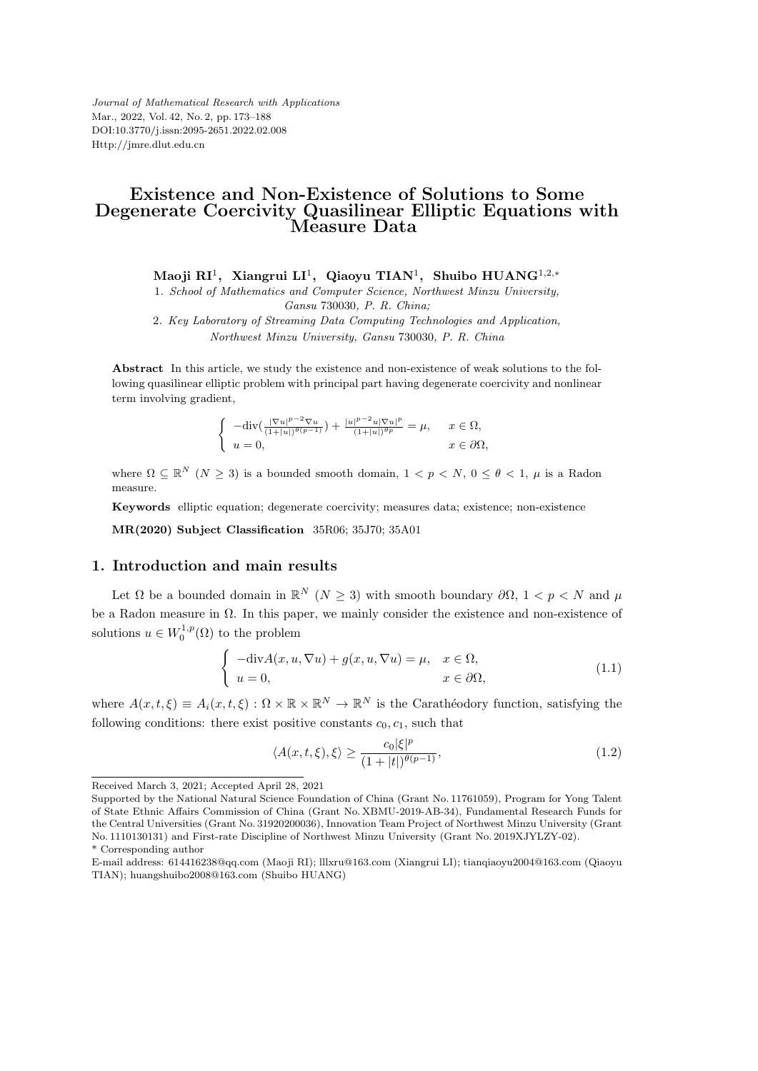*Journal of Mathematical Research with Applications*
Mar., 2022, Vol. 42, No. 2, pp. 173–188
DOI:10.3770/j.issn:2095-2651.2022.02.008
Http://jmre.dlut.edu.cn

# Existence and Non-Existence of Solutions to Some Degenerate Coercivity Quasilinear Elliptic Equations with Measure Data

**Maoji RI**[1], **Xiangrui LI**[1], **Qiaoyu TIAN**[1], **Shuibo HUANG**[1,2,*]

1. *School of Mathematics and Computer Science, Northwest Minzu University, Gansu* 730030*, P. R. China;*
2. *Key Laboratory of Streaming Data Computing Technologies and Application, Northwest Minzu University, Gansu* 730030*, P. R. China*

**Abstract** In this article, we study the existence and non-existence of weak solutions to the following quasilinear elliptic problem with principal part having degenerate coercivity and nonlinear term involving gradient,

$$\begin{cases} -\mathrm{div}\big(\frac{|\nabla u|^{p-2}\nabla u}{(1+|u|)^{\theta(p-1)}}\big)+\frac{|u|^{p-2}u|\nabla u|^p}{(1+|u|)^{\theta p}}=\mu, & x\in\Omega,\\ u=0, & x\in\partial\Omega,\end{cases}$$

where $\Omega\subseteq\mathbb{R}^N$ $(N\geq 3)$ is a bounded smooth domain, $1<p<N$, $0\leq\theta<1$, $\mu$ is a Radon measure.

**Keywords** elliptic equation; degenerate coercivity; measures data; existence; non-existence

**MR(2020) Subject Classification** 35R06; 35J70; 35A01

## 1. Introduction and main results

Let $\Omega$ be a bounded domain in $\mathbb{R}^N$ $(N\geq 3)$ with smooth boundary $\partial\Omega$, $1<p<N$ and $\mu$ be a Radon measure in $\Omega$. In this paper, we mainly consider the existence and non-existence of solutions $u\in W_0^{1,p}(\Omega)$ to the problem

$$\begin{cases} -\mathrm{div}A(x,u,\nabla u)+g(x,u,\nabla u)=\mu, & x\in\Omega,\\ u=0, & x\in\partial\Omega,\end{cases}\tag{1.1}$$

where $A(x,t,\xi)\equiv A_i(x,t,\xi):\Omega\times\mathbb{R}\times\mathbb{R}^N\to\mathbb{R}^N$ is the Carathéodory function, satisfying the following conditions: there exist positive constants $c_0,c_1$, such that

$$\langle A(x,t,\xi),\xi\rangle\geq\frac{c_0|\xi|^p}{(1+|t|)^{\theta(p-1)}},\tag{1.2}$$

Received March 3, 2021; Accepted April 28, 2021

Supported by the National Natural Science Foundation of China (Grant No. 11761059), Program for Yong Talent of State Ethnic Affairs Commission of China (Grant No. XBMU-2019-AB-34), Fundamental Research Funds for the Central Universities (Grant No. 31920200036), Innovation Team Project of Northwest Minzu University (Grant No. 1110130131) and First-rate Discipline of Northwest Minzu University (Grant No. 2019XJYLZY-02).

\* Corresponding author

E-mail address: 614416238@qq.com (Maoji RI); lllxru@163.com (Xiangrui LI); tianqiaoyu2004@163.com (Qiaoyu TIAN); huangshuibo2008@163.com (Shuibo HUANG)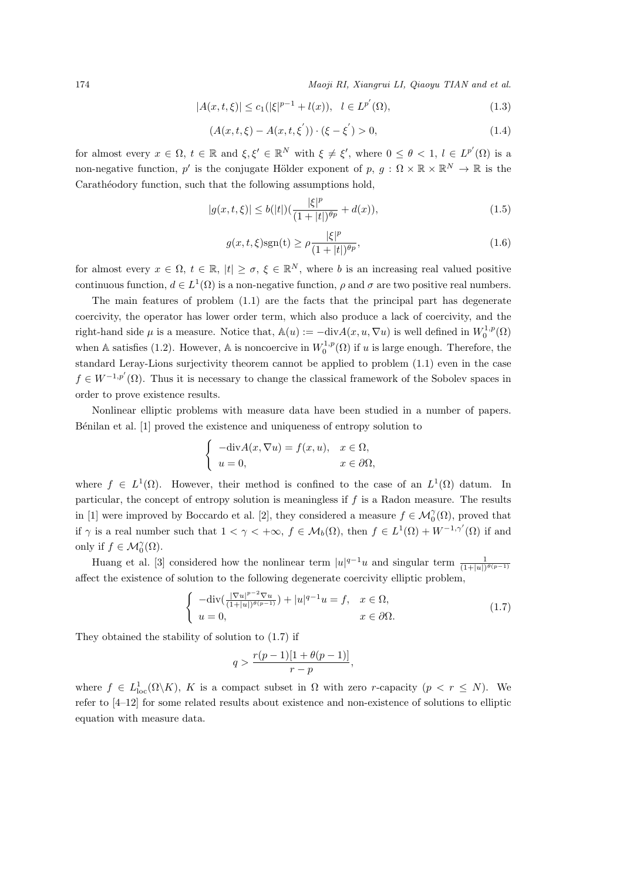$$|A(x,t,\xi)| \le c_1(|\xi|^{p-1} + l(x)), \quad l \in L^{p'}(\Omega), \tag{1.3}$$

$$(A(x,t,\xi) - A(x,t,\xi')) \cdot (\xi - \xi') > 0, \tag{1.4}$$

for almost every $x \in \Omega$, $t \in \mathbb{R}$ and $\xi, \xi' \in \mathbb{R}^N$ with $\xi \neq \xi'$, where $0 \le \theta < 1$, $l \in L^{p'}(\Omega)$ is a non-negative function, $p'$ is the conjugate Hölder exponent of $p$, $g : \Omega \times \mathbb{R} \times \mathbb{R}^N \to \mathbb{R}$ is the Carathéodory function, such that the following assumptions hold,

$$|g(x,t,\xi)| \le b(|t|)(\frac{|\xi|^p}{(1+|t|)^{\theta p}} + d(x)), \tag{1.5}$$

$$g(x,t,\xi)\mathrm{sgn(t)} \ge \rho \frac{|\xi|^p}{(1+|t|)^{\theta p}}, \tag{1.6}$$

for almost every $x \in \Omega$, $t \in \mathbb{R}$, $|t| \ge \sigma$, $\xi \in \mathbb{R}^N$, where $b$ is an increasing real valued positive continuous function, $d \in L^1(\Omega)$ is a non-negative function, $\rho$ and $\sigma$ are two positive real numbers.

The main features of problem (1.1) are the facts that the principal part has degenerate coercivity, the operator has lower order term, which also produce a lack of coercivity, and the right-hand side $\mu$ is a measure. Notice that, $\mathbb{A}(u) := -\mathrm{div}A(x,u,\nabla u)$ is well defined in $W_0^{1,p}(\Omega)$ when $\mathbb{A}$ satisfies (1.2). However, $\mathbb{A}$ is noncoercive in $W_0^{1,p}(\Omega)$ if $u$ is large enough. Therefore, the standard Leray-Lions surjectivity theorem cannot be applied to problem (1.1) even in the case $f \in W^{-1,p'}(\Omega)$. Thus it is necessary to change the classical framework of the Sobolev spaces in order to prove existence results.

Nonlinear elliptic problems with measure data have been studied in a number of papers. Bénilan et al. [1] proved the existence and uniqueness of entropy solution to

$$\begin{cases} -\mathrm{div}A(x,\nabla u) = f(x,u), & x \in \Omega, \\ u = 0, & x \in \partial\Omega, \end{cases}$$

where $f \in L^1(\Omega)$. However, their method is confined to the case of an $L^1(\Omega)$ datum. In particular, the concept of entropy solution is meaningless if $f$ is a Radon measure. The results in [1] were improved by Boccardo et al. [2], they considered a measure $f \in \mathcal{M}_0^{\gamma}(\Omega)$, proved that if $\gamma$ is a real number such that $1 < \gamma < +\infty$, $f \in \mathcal{M}_b(\Omega)$, then $f \in L^1(\Omega) + W^{-1,\gamma'}(\Omega)$ if and only if $f \in \mathcal{M}_0^{\gamma}(\Omega)$.

Huang et al. [3] considered how the nonlinear term $|u|^{q-1}u$ and singular term $\frac{1}{(1+|u|)^{\theta(p-1)}}$ affect the existence of solution to the following degenerate coercivity elliptic problem,

$$\begin{cases} -\mathrm{div}(\frac{|\nabla u|^{p-2}\nabla u}{(1+|u|)^{\theta(p-1)}}) + |u|^{q-1}u = f, & x \in \Omega, \\ u = 0, & x \in \partial\Omega. \end{cases} \tag{1.7}$$

They obtained the stability of solution to (1.7) if

$$q > \frac{r(p-1)[1+\theta(p-1)]}{r-p},$$

where $f \in L^1_{\mathrm{loc}}(\Omega \backslash K)$, $K$ is a compact subset in $\Omega$ with zero $r$-capacity ($p < r \le N$). We refer to [4–12] for some related results about existence and non-existence of solutions to elliptic equation with measure data.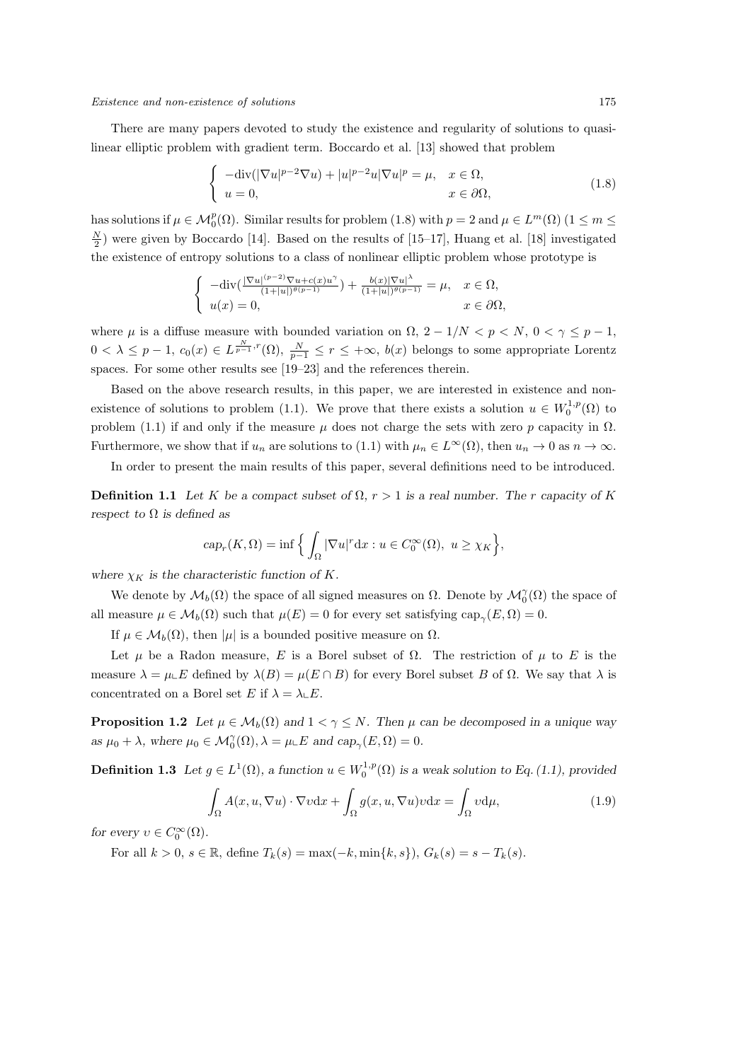There are many papers devoted to study the existence and regularity of solutions to quasilinear elliptic problem with gradient term. Boccardo et al. [13] showed that problem

$$
\begin{cases} -\mathrm{div}(|\nabla u|^{p-2}\nabla u) + |u|^{p-2}u|\nabla u|^p = \mu, & x \in \Omega, \\ u = 0, & x \in \partial\Omega, \end{cases} \tag{1.8}
$$

has solutions if $\mu \in \mathcal{M}_0^p(\Omega)$. Similar results for problem (1.8) with $p = 2$ and $\mu \in L^m(\Omega)$ $(1 \leq m \leq \frac{N}{2})$ were given by Boccardo [14]. Based on the results of [15–17], Huang et al. [18] investigated the existence of entropy solutions to a class of nonlinear elliptic problem whose prototype is

$$
\begin{cases} -\mathrm{div}(\frac{|\nabla u|^{(p-2)}\nabla u + c(x)u^\gamma}{(1+|u|)^{\theta(p-1)}}) + \frac{b(x)|\nabla u|^\lambda}{(1+|u|)^{\theta(p-1)}} = \mu, & x \in \Omega, \\ u(x) = 0, & x \in \partial\Omega, \end{cases}
$$

where $\mu$ is a diffuse measure with bounded variation on $\Omega$, $2 - 1/N < p < N$, $0 < \gamma \leq p - 1$, $0 < \lambda \leq p - 1$, $c_0(x) \in L^{\frac{N}{p-1},r}(\Omega)$, $\frac{N}{p-1} \leq r \leq +\infty$, $b(x)$ belongs to some appropriate Lorentz spaces. For some other results see [19–23] and the references therein.

Based on the above research results, in this paper, we are interested in existence and non-existence of solutions to problem (1.1). We prove that there exists a solution $u \in W_0^{1,p}(\Omega)$ to problem (1.1) if and only if the measure $\mu$ does not charge the sets with zero $p$ capacity in $\Omega$. Furthermore, we show that if $u_n$ are solutions to (1.1) with $\mu_n \in L^\infty(\Omega)$, then $u_n \to 0$ as $n \to \infty$.

In order to present the main results of this paper, several definitions need to be introduced.

**Definition 1.1** *Let $K$ be a compact subset of $\Omega$, $r > 1$ is a real number. The $r$ capacity of $K$ respect to $\Omega$ is defined as*

$$
cap_r(K, \Omega) = \inf\Big\{ \int_\Omega |\nabla u|^r \mathrm{d}x : u \in C_0^\infty(\Omega),\ u \geq \chi_K \Big\},
$$

*where $\chi_K$ is the characteristic function of $K$.*

We denote by $\mathcal{M}_b(\Omega)$ the space of all signed measures on $\Omega$. Denote by $\mathcal{M}_0^\gamma(\Omega)$ the space of all measure $\mu \in \mathcal{M}_b(\Omega)$ such that $\mu(E) = 0$ for every set satisfying $\mathrm{cap}_\gamma(E, \Omega) = 0$.

If $\mu \in \mathcal{M}_b(\Omega)$, then $|\mu|$ is a bounded positive measure on $\Omega$.

Let $\mu$ be a Radon measure, $E$ is a Borel subset of $\Omega$. The restriction of $\mu$ to $E$ is the measure $\lambda = \mu \llcorner E$ defined by $\lambda(B) = \mu(E \cap B)$ for every Borel subset $B$ of $\Omega$. We say that $\lambda$ is concentrated on a Borel set $E$ if $\lambda = \lambda \llcorner E$.

**Proposition 1.2** *Let $\mu \in \mathcal{M}_b(\Omega)$ and $1 < \gamma \leq N$. Then $\mu$ can be decomposed in a unique way as $\mu_0 + \lambda$, where $\mu_0 \in \mathcal{M}_0^\gamma(\Omega), \lambda = \mu \llcorner E$ and $cap_\gamma(E, \Omega) = 0$.*

**Definition 1.3** *Let $g \in L^1(\Omega)$, a function $u \in W_0^{1,p}(\Omega)$ is a weak solution to Eq. (1.1), provided*

$$
\int_\Omega A(x, u, \nabla u) \cdot \nabla v \mathrm{d}x + \int_\Omega g(x, u, \nabla u) v \mathrm{d}x = \int_\Omega v \mathrm{d}\mu, \tag{1.9}
$$

*for every $v \in C_0^\infty(\Omega)$.*

For all $k > 0$, $s \in \mathbb{R}$, define $T_k(s) = \max(-k, \min\{k, s\})$, $G_k(s) = s - T_k(s)$.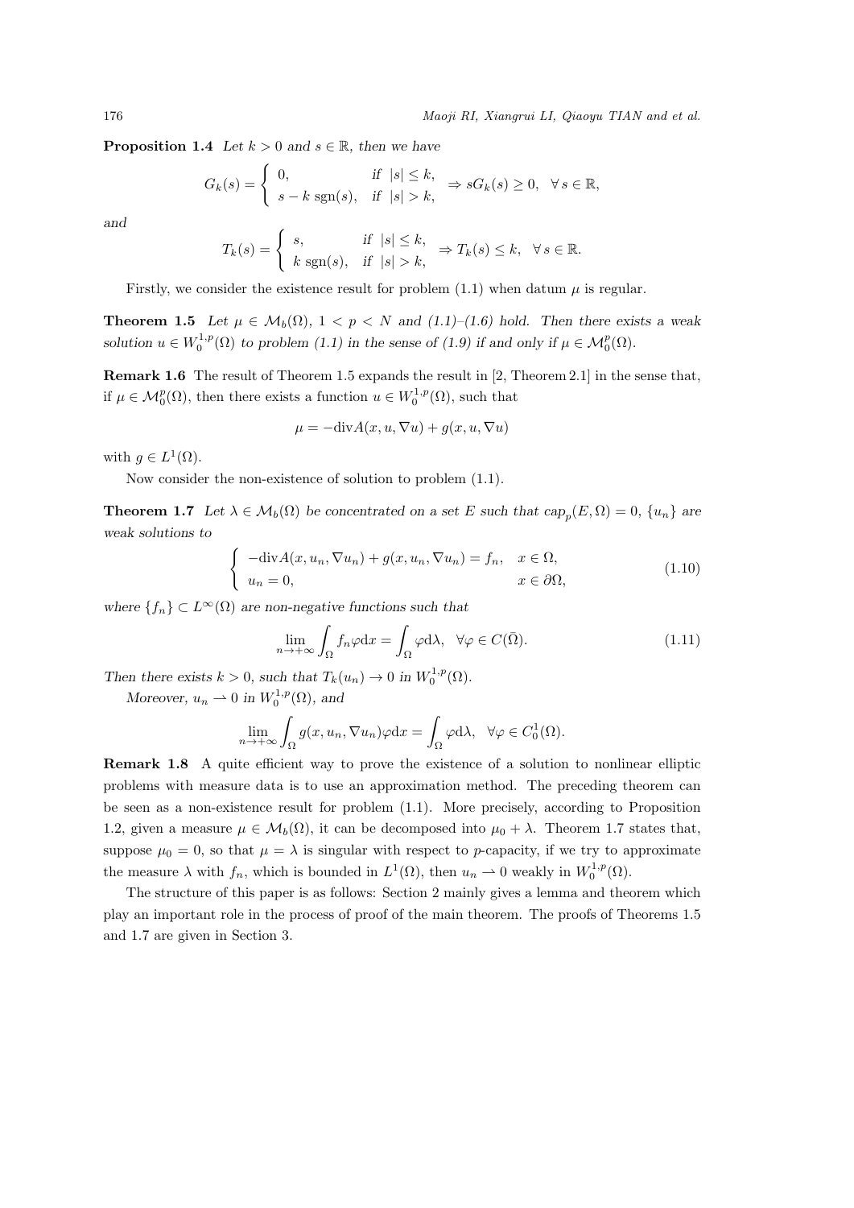**Proposition 1.4** *Let $k > 0$ and $s \in \mathbb{R}$, then we have*

$$G_k(s) = \begin{cases} 0, & \text{if } |s| \le k, \\ s - k\ \mathrm{sgn}(s), & \text{if } |s| > k, \end{cases} \Rightarrow sG_k(s) \ge 0, \quad \forall\, s \in \mathbb{R},$$

*and*

$$T_k(s) = \begin{cases} s, & \text{if } |s| \le k, \\ k\ \mathrm{sgn}(s), & \text{if } |s| > k, \end{cases} \Rightarrow T_k(s) \le k, \quad \forall\, s \in \mathbb{R}.$$

Firstly, we consider the existence result for problem (1.1) when datum $\mu$ is regular.

**Theorem 1.5** *Let $\mu \in \mathcal{M}_b(\Omega)$, $1 < p < N$ and (1.1)–(1.6) hold. Then there exists a weak solution $u \in W_0^{1,p}(\Omega)$ to problem (1.1) in the sense of (1.9) if and only if $\mu \in \mathcal{M}_0^p(\Omega)$.*

**Remark 1.6** The result of Theorem 1.5 expands the result in [2, Theorem 2.1] in the sense that, if $\mu \in \mathcal{M}_0^p(\Omega)$, then there exists a function $u \in W_0^{1,p}(\Omega)$, such that

$$\mu = -\mathrm{div} A(x, u, \nabla u) + g(x, u, \nabla u)$$

with $g \in L^1(\Omega)$.

Now consider the non-existence of solution to problem (1.1).

**Theorem 1.7** *Let $\lambda \in \mathcal{M}_b(\Omega)$ be concentrated on a set $E$ such that $\mathrm{cap}_p(E, \Omega) = 0$, $\{u_n\}$ are weak solutions to*

$$\begin{cases} -\mathrm{div} A(x, u_n, \nabla u_n) + g(x, u_n, \nabla u_n) = f_n, & x \in \Omega, \\ u_n = 0, & x \in \partial\Omega, \end{cases} \tag{1.10}$$

*where $\{f_n\} \subset L^\infty(\Omega)$ are non-negative functions such that*

$$\lim_{n \to +\infty} \int_\Omega f_n \varphi \mathrm{d}x = \int_\Omega \varphi \mathrm{d}\lambda, \quad \forall \varphi \in C(\bar{\Omega}). \tag{1.11}$$

*Then there exists $k > 0$, such that $T_k(u_n) \to 0$ in $W_0^{1,p}(\Omega)$.*

*Moreover, $u_n \rightharpoonup 0$ in $W_0^{1,p}(\Omega)$, and*

$$\lim_{n \to +\infty} \int_\Omega g(x, u_n, \nabla u_n) \varphi \mathrm{d}x = \int_\Omega \varphi \mathrm{d}\lambda, \quad \forall \varphi \in C_0^1(\Omega).$$

**Remark 1.8** A quite efficient way to prove the existence of a solution to nonlinear elliptic problems with measure data is to use an approximation method. The preceding theorem can be seen as a non-existence result for problem (1.1). More precisely, according to Proposition 1.2, given a measure $\mu \in \mathcal{M}_b(\Omega)$, it can be decomposed into $\mu_0 + \lambda$. Theorem 1.7 states that, suppose $\mu_0 = 0$, so that $\mu = \lambda$ is singular with respect to $p$-capacity, if we try to approximate the measure $\lambda$ with $f_n$, which is bounded in $L^1(\Omega)$, then $u_n \rightharpoonup 0$ weakly in $W_0^{1,p}(\Omega)$.

The structure of this paper is as follows: Section 2 mainly gives a lemma and theorem which play an important role in the process of proof of the main theorem. The proofs of Theorems 1.5 and 1.7 are given in Section 3.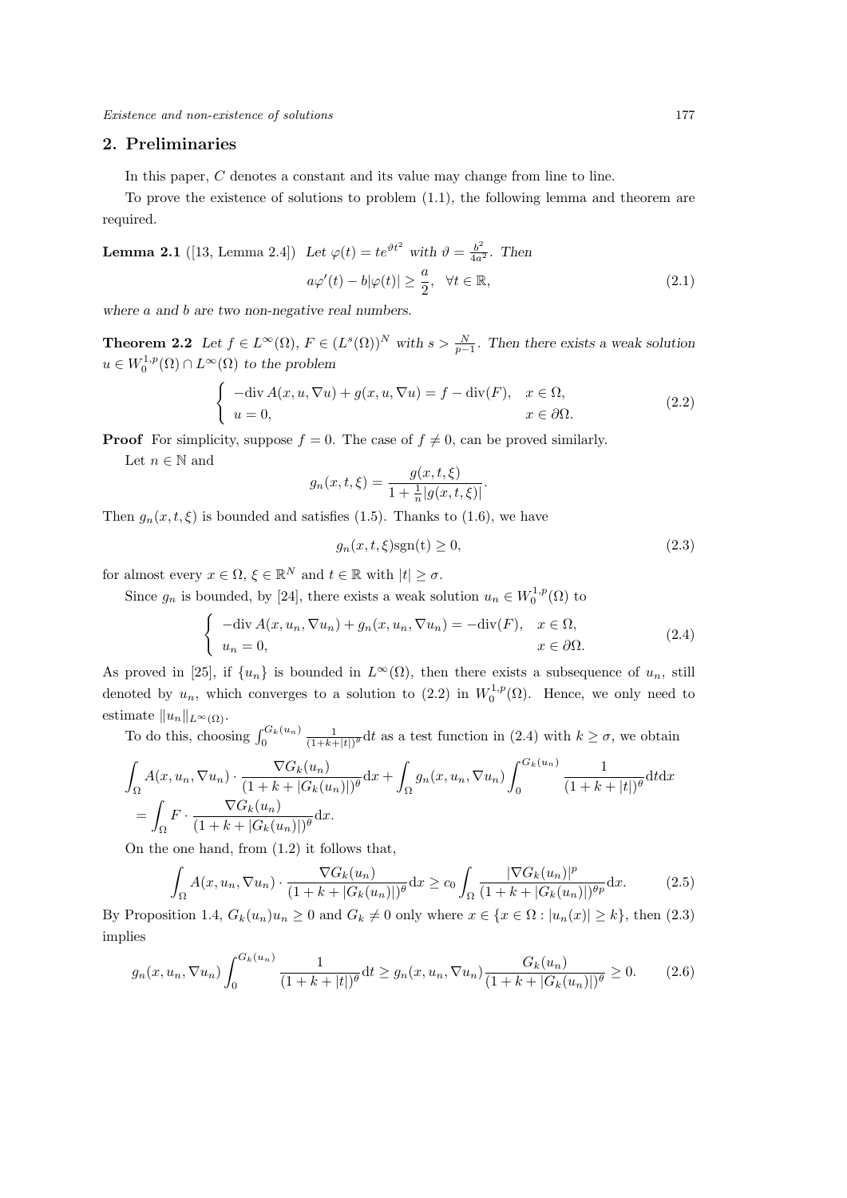## 2. Preliminaries

In this paper, $C$ denotes a constant and its value may change from line to line.

To prove the existence of solutions to problem (1.1), the following lemma and theorem are required.

**Lemma 2.1** ([13, Lemma 2.4]) *Let $\varphi(t) = te^{\vartheta t^2}$ with $\vartheta = \frac{b^2}{4a^2}$. Then*

$$a\varphi'(t) - b|\varphi(t)| \geq \frac{a}{2}, \quad \forall t \in \mathbb{R}, \tag{2.1}$$

*where $a$ and $b$ are two non-negative real numbers.*

**Theorem 2.2** *Let $f \in L^\infty(\Omega)$, $F \in (L^s(\Omega))^N$ with $s > \frac{N}{p-1}$. Then there exists a weak solution $u \in W_0^{1,p}(\Omega) \cap L^\infty(\Omega)$ to the problem*

$$\begin{cases} -\operatorname{div} A(x, u, \nabla u) + g(x, u, \nabla u) = f - \operatorname{div}(F), & x \in \Omega, \\ u = 0, & x \in \partial\Omega. \end{cases} \tag{2.2}$$

**Proof** For simplicity, suppose $f = 0$. The case of $f \neq 0$, can be proved similarly.

Let $n \in \mathbb{N}$ and

$$g_n(x, t, \xi) = \frac{g(x, t, \xi)}{1 + \frac{1}{n}|g(x, t, \xi)|}.$$

Then $g_n(x, t, \xi)$ is bounded and satisfies (1.5). Thanks to (1.6), we have

$$g_n(x, t, \xi)\operatorname{sgn}(t) \geq 0, \tag{2.3}$$

for almost every $x \in \Omega$, $\xi \in \mathbb{R}^N$ and $t \in \mathbb{R}$ with $|t| \geq \sigma$.

Since $g_n$ is bounded, by [24], there exists a weak solution $u_n \in W_0^{1,p}(\Omega)$ to

$$\begin{cases} -\operatorname{div} A(x, u_n, \nabla u_n) + g_n(x, u_n, \nabla u_n) = -\operatorname{div}(F), & x \in \Omega, \\ u_n = 0, & x \in \partial\Omega. \end{cases} \tag{2.4}$$

As proved in [25], if $\{u_n\}$ is bounded in $L^\infty(\Omega)$, then there exists a subsequence of $u_n$, still denoted by $u_n$, which converges to a solution to (2.2) in $W_0^{1,p}(\Omega)$. Hence, we only need to estimate $\|u_n\|_{L^\infty(\Omega)}$.

To do this, choosing $\int_0^{G_k(u_n)} \frac{1}{(1+k+|t|)^\theta}\mathrm{d}t$ as a test function in (2.4) with $k \geq \sigma$, we obtain

$$\begin{aligned} &\int_\Omega A(x, u_n, \nabla u_n) \cdot \frac{\nabla G_k(u_n)}{(1 + k + |G_k(u_n)|)^\theta}\mathrm{d}x + \int_\Omega g_n(x, u_n, \nabla u_n) \int_0^{G_k(u_n)} \frac{1}{(1 + k + |t|)^\theta}\mathrm{d}t\mathrm{d}x \\ &= \int_\Omega F \cdot \frac{\nabla G_k(u_n)}{(1 + k + |G_k(u_n)|)^\theta}\mathrm{d}x. \end{aligned}$$

On the one hand, from (1.2) it follows that,

$$\int_\Omega A(x, u_n, \nabla u_n) \cdot \frac{\nabla G_k(u_n)}{(1 + k + |G_k(u_n)|)^\theta}\mathrm{d}x \geq c_0 \int_\Omega \frac{|\nabla G_k(u_n)|^p}{(1 + k + |G_k(u_n)|)^{\theta p}}\mathrm{d}x. \tag{2.5}$$

By Proposition 1.4, $G_k(u_n)u_n \geq 0$ and $G_k \neq 0$ only where $x \in \{x \in \Omega : |u_n(x)| \geq k\}$, then (2.3) implies

$$g_n(x, u_n, \nabla u_n) \int_0^{G_k(u_n)} \frac{1}{(1 + k + |t|)^\theta}\mathrm{d}t \geq g_n(x, u_n, \nabla u_n)\frac{G_k(u_n)}{(1 + k + |G_k(u_n)|)^\theta} \geq 0. \tag{2.6}$$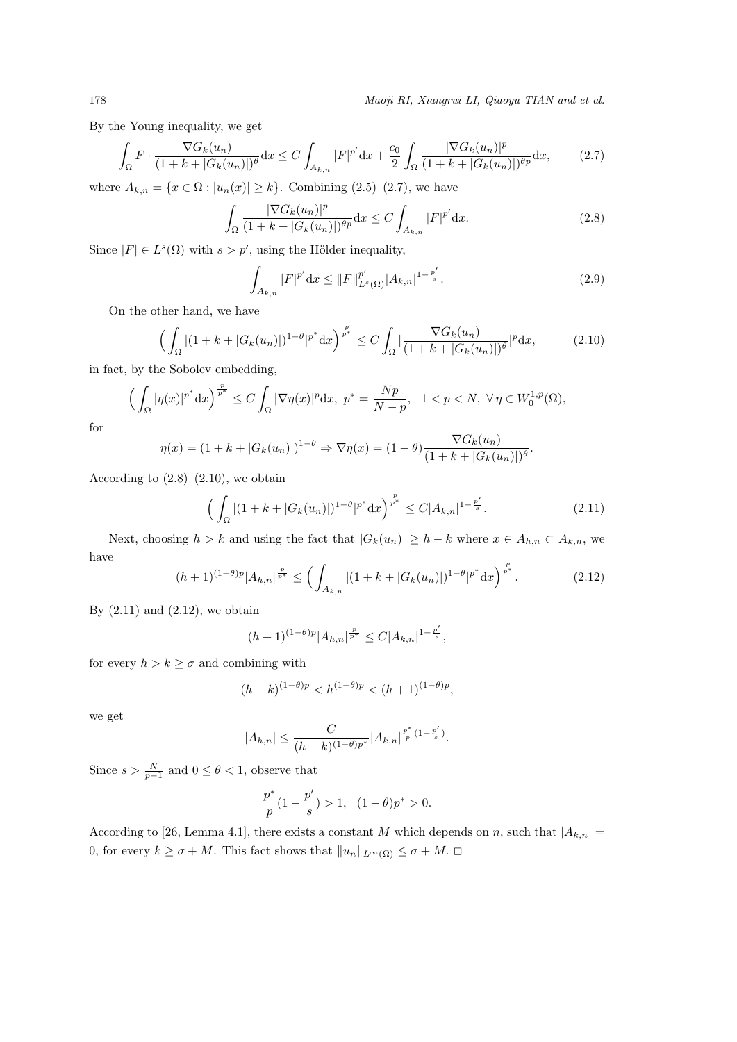By the Young inequality, we get

$$\int_\Omega F \cdot \frac{\nabla G_k(u_n)}{(1+k+|G_k(u_n)|)^\theta} \mathrm{d}x \le C \int_{A_{k,n}} |F|^{p'} \mathrm{d}x + \frac{c_0}{2} \int_\Omega \frac{|\nabla G_k(u_n)|^p}{(1+k+|G_k(u_n)|)^{\theta p}} \mathrm{d}x, \tag{2.7}$$

where $A_{k,n} = \{x \in \Omega : |u_n(x)| \ge k\}$. Combining (2.5)–(2.7), we have

$$\int_\Omega \frac{|\nabla G_k(u_n)|^p}{(1+k+|G_k(u_n)|)^{\theta p}} \mathrm{d}x \le C \int_{A_{k,n}} |F|^{p'} \mathrm{d}x. \tag{2.8}$$

Since $|F| \in L^s(\Omega)$ with $s > p'$, using the Hölder inequality,

$$\int_{A_{k,n}} |F|^{p'} \mathrm{d}x \le \|F\|^{p'}_{L^s(\Omega)} |A_{k,n}|^{1-\frac{p'}{s}}. \tag{2.9}$$

On the other hand, we have

$$\Big( \int_\Omega |(1+k+|G_k(u_n)|)^{1-\theta}|^{p^*} \mathrm{d}x \Big)^{\frac{p}{p^*}} \le C \int_\Omega \Big| \frac{\nabla G_k(u_n)}{(1+k+|G_k(u_n)|)^\theta} \Big|^p \mathrm{d}x, \tag{2.10}$$

in fact, by the Sobolev embedding,

$$\Big( \int_\Omega |\eta(x)|^{p^*} \mathrm{d}x \Big)^{\frac{p}{p^*}} \le C \int_\Omega |\nabla \eta(x)|^p \mathrm{d}x, \ p^* = \frac{Np}{N-p}, \quad 1 < p < N, \ \forall\, \eta \in W_0^{1,p}(\Omega),$$

for

$$\eta(x) = (1+k+|G_k(u_n)|)^{1-\theta} \Rightarrow \nabla \eta(x) = (1-\theta) \frac{\nabla G_k(u_n)}{(1+k+|G_k(u_n)|)^\theta}.$$

According to (2.8)–(2.10), we obtain

$$\Big( \int_\Omega |(1+k+|G_k(u_n)|)^{1-\theta}|^{p^*} \mathrm{d}x \Big)^{\frac{p}{p^*}} \le C |A_{k,n}|^{1-\frac{p'}{s}}. \tag{2.11}$$

Next, choosing $h > k$ and using the fact that $|G_k(u_n)| \ge h - k$ where $x \in A_{h,n} \subset A_{k,n}$, we have

$$(h+1)^{(1-\theta)p} |A_{h,n}|^{\frac{p}{p^*}} \le \Big( \int_{A_{k,n}} |(1+k+|G_k(u_n)|)^{1-\theta}|^{p^*} \mathrm{d}x \Big)^{\frac{p}{p^*}}. \tag{2.12}$$

By (2.11) and (2.12), we obtain

$$(h+1)^{(1-\theta)p} |A_{h,n}|^{\frac{p}{p^*}} \le C |A_{k,n}|^{1-\frac{p'}{s}},$$

for every $h > k \ge \sigma$ and combining with

$$(h-k)^{(1-\theta)p} < h^{(1-\theta)p} < (h+1)^{(1-\theta)p},$$

we get

$$|A_{h,n}| \le \frac{C}{(h-k)^{(1-\theta)p^*}} |A_{k,n}|^{\frac{p^*}{p}(1-\frac{p'}{s})}.$$

Since $s > \frac{N}{p-1}$ and $0 \le \theta < 1$, observe that

$$\frac{p^*}{p}(1 - \frac{p'}{s}) > 1, \quad (1-\theta)p^* > 0.$$

According to [26, Lemma 4.1], there exists a constant $M$ which depends on $n$, such that $|A_{k,n}| = 0$, for every $k \ge \sigma + M$. This fact shows that $\|u_n\|_{L^\infty(\Omega)} \le \sigma + M$. $\square$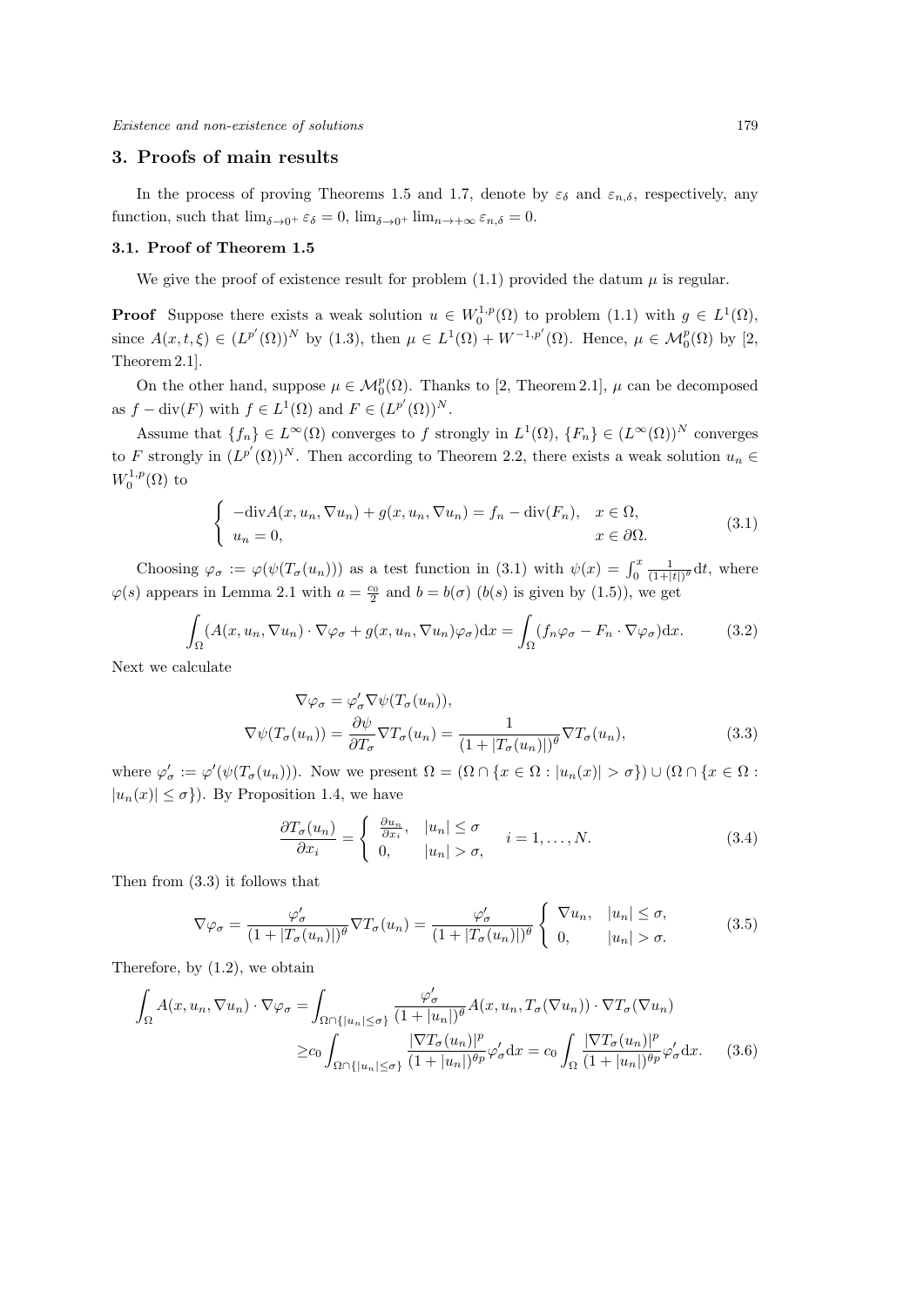## 3. Proofs of main results

In the process of proving Theorems 1.5 and 1.7, denote by $\varepsilon_\delta$ and $\varepsilon_{n,\delta}$, respectively, any function, such that $\lim_{\delta\to 0^+}\varepsilon_\delta = 0$, $\lim_{\delta\to 0^+}\lim_{n\to+\infty}\varepsilon_{n,\delta} = 0$.

### 3.1. Proof of Theorem 1.5

We give the proof of existence result for problem (1.1) provided the datum $\mu$ is regular.

**Proof** Suppose there exists a weak solution $u \in W_0^{1,p}(\Omega)$ to problem (1.1) with $g \in L^1(\Omega)$, since $A(x,t,\xi) \in (L^{p'}(\Omega))^N$ by (1.3), then $\mu \in L^1(\Omega) + W^{-1,p'}(\Omega)$. Hence, $\mu \in \mathcal{M}_0^p(\Omega)$ by [2, Theorem 2.1].

On the other hand, suppose $\mu \in \mathcal{M}_0^p(\Omega)$. Thanks to [2, Theorem 2.1], $\mu$ can be decomposed as $f - \operatorname{div}(F)$ with $f \in L^1(\Omega)$ and $F \in (L^{p'}(\Omega))^N$.

Assume that $\{f_n\} \in L^\infty(\Omega)$ converges to $f$ strongly in $L^1(\Omega)$, $\{F_n\} \in (L^\infty(\Omega))^N$ converges to $F$ strongly in $(L^{p'}(\Omega))^N$. Then according to Theorem 2.2, there exists a weak solution $u_n \in W_0^{1,p}(\Omega)$ to

$$
\begin{cases}
-\operatorname{div}A(x,u_n,\nabla u_n) + g(x,u_n,\nabla u_n) = f_n - \operatorname{div}(F_n), & x \in \Omega,\\
u_n = 0, & x \in \partial\Omega.
\end{cases}
\tag{3.1}
$$

Choosing $\varphi_\sigma := \varphi(\psi(T_\sigma(u_n)))$ as a test function in (3.1) with $\psi(x) = \int_0^x \frac{1}{(1+|t|)^\theta}\mathrm{d}t$, where $\varphi(s)$ appears in Lemma 2.1 with $a = \frac{c_0}{2}$ and $b = b(\sigma)$ ($b(s)$ is given by (1.5)), we get

$$
\int_\Omega (A(x,u_n,\nabla u_n)\cdot\nabla\varphi_\sigma + g(x,u_n,\nabla u_n)\varphi_\sigma)\mathrm{d}x = \int_\Omega (f_n\varphi_\sigma - F_n\cdot\nabla\varphi_\sigma)\mathrm{d}x. \tag{3.2}
$$

Next we calculate

$$
\begin{aligned}
\nabla\varphi_\sigma &= \varphi'_\sigma\nabla\psi(T_\sigma(u_n)),\\
\nabla\psi(T_\sigma(u_n)) &= \frac{\partial\psi}{\partial T_\sigma}\nabla T_\sigma(u_n) = \frac{1}{(1+|T_\sigma(u_n)|)^\theta}\nabla T_\sigma(u_n),
\end{aligned}
\tag{3.3}
$$

where $\varphi'_\sigma := \varphi'(\psi(T_\sigma(u_n)))$. Now we present $\Omega = (\Omega\cap\{x\in\Omega : |u_n(x)| > \sigma\}) \cup (\Omega\cap\{x\in\Omega : |u_n(x)| \le \sigma\})$. By Proposition 1.4, we have

$$
\frac{\partial T_\sigma(u_n)}{\partial x_i} =
\begin{cases}
\frac{\partial u_n}{\partial x_i}, & |u_n| \le \sigma\\
0, & |u_n| > \sigma,
\end{cases}
\quad i = 1,\ldots,N. \tag{3.4}
$$

Then from (3.3) it follows that

$$
\nabla\varphi_\sigma = \frac{\varphi'_\sigma}{(1+|T_\sigma(u_n)|)^\theta}\nabla T_\sigma(u_n) = \frac{\varphi'_\sigma}{(1+|T_\sigma(u_n)|)^\theta}
\begin{cases}
\nabla u_n, & |u_n| \le \sigma,\\
0, & |u_n| > \sigma.
\end{cases}
\tag{3.5}
$$

Therefore, by (1.2), we obtain

$$
\begin{aligned}
\int_\Omega A(x,u_n,\nabla u_n)\cdot\nabla\varphi_\sigma &= \int_{\Omega\cap\{|u_n|\le\sigma\}} \frac{\varphi'_\sigma}{(1+|u_n|)^\theta} A(x,u_n,T_\sigma(\nabla u_n))\cdot\nabla T_\sigma(\nabla u_n)\\
&\ge c_0\int_{\Omega\cap\{|u_n|\le\sigma\}} \frac{|\nabla T_\sigma(u_n)|^p}{(1+|u_n|)^{\theta p}}\varphi'_\sigma\mathrm{d}x = c_0\int_\Omega \frac{|\nabla T_\sigma(u_n)|^p}{(1+|u_n|)^{\theta p}}\varphi'_\sigma\mathrm{d}x.
\end{aligned}
\tag{3.6}
$$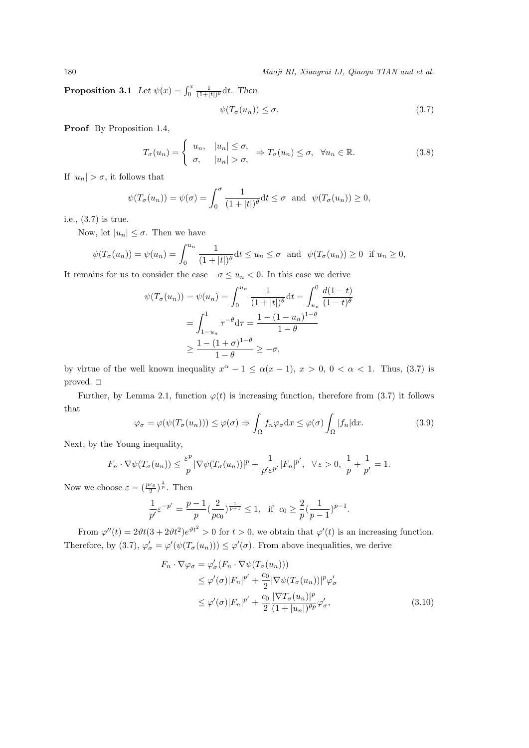**Proposition 3.1** *Let $\psi(x) = \int_0^x \frac{1}{(1+|t|)^\theta} \mathrm{d}t$. Then*

$$\psi(T_\sigma(u_n)) \le \sigma. \tag{3.7}$$

**Proof** By Proposition 1.4,

$$T_\sigma(u_n) = \begin{cases} u_n, & |u_n| \le \sigma, \\ \sigma, & |u_n| > \sigma, \end{cases} \Rightarrow T_\sigma(u_n) \le \sigma, \ \ \forall u_n \in \mathbb{R}. \tag{3.8}$$

If $|u_n| > \sigma$, it follows that

$$\psi(T_\sigma(u_n)) = \psi(\sigma) = \int_0^\sigma \frac{1}{(1+|t|)^\theta} \mathrm{d}t \le \sigma \ \text{ and } \ \psi(T_\sigma(u_n)) \ge 0,$$

i.e., (3.7) is true.

Now, let $|u_n| \le \sigma$. Then we have

$$\psi(T_\sigma(u_n)) = \psi(u_n) = \int_0^{u_n} \frac{1}{(1+|t|)^\theta} \mathrm{d}t \le u_n \le \sigma \ \text{ and } \ \psi(T_\sigma(u_n)) \ge 0 \ \text{ if } u_n \ge 0,$$

It remains for us to consider the case $-\sigma \le u_n < 0$. In this case we derive

$$\begin{aligned} \psi(T_\sigma(u_n)) = \psi(u_n) &= \int_0^{u_n} \frac{1}{(1+|t|)^\theta} \mathrm{d}t = \int_{u_n}^0 \frac{d(1-t)}{(1-t)^\theta} \\ &= \int_{1-u_n}^1 \tau^{-\theta} \mathrm{d}\tau = \frac{1-(1-u_n)^{1-\theta}}{1-\theta} \\ &\ge \frac{1-(1+\sigma)^{1-\theta}}{1-\theta} \ge -\sigma, \end{aligned}$$

by virtue of the well known inequality $x^\alpha - 1 \le \alpha(x-1)$, $x > 0$, $0 < \alpha < 1$. Thus, (3.7) is proved. $\square$

Further, by Lemma 2.1, function $\varphi(t)$ is increasing function, therefore from (3.7) it follows that

$$\varphi_\sigma = \varphi(\psi(T_\sigma(u_n))) \le \varphi(\sigma) \Rightarrow \int_\Omega f_n \varphi_\sigma \mathrm{d}x \le \varphi(\sigma) \int_\Omega |f_n| \mathrm{d}x. \tag{3.9}$$

Next, by the Young inequality,

$$F_n \cdot \nabla\psi(T_\sigma(u_n)) \le \frac{\varepsilon^p}{p} |\nabla\psi(T_\sigma(u_n))|^p + \frac{1}{p'\varepsilon^{p'}} |F_n|^{p'}, \ \ \forall \varepsilon > 0, \ \frac{1}{p} + \frac{1}{p'} = 1.$$

Now we choose $\varepsilon = (\frac{pc_0}{2})^{\frac{1}{p}}$. Then

$$\frac{1}{p'} \varepsilon^{-p'} = \frac{p-1}{p} (\frac{2}{pc_0})^{\frac{1}{p-1}} \le 1, \ \text{ if } \ c_0 \ge \frac{2}{p} (\frac{1}{p-1})^{p-1}.$$

From $\varphi''(t) = 2\vartheta t(3 + 2\vartheta t^2) e^{\vartheta t^2} > 0$ for $t > 0$, we obtain that $\varphi'(t)$ is an increasing function. Therefore, by (3.7), $\varphi'_\sigma = \varphi'(\psi(T_\sigma(u_n))) \le \varphi'(\sigma)$. From above inequalities, we derive

$$\begin{aligned} F_n \cdot \nabla\varphi_\sigma &= \varphi'_\sigma (F_n \cdot \nabla\psi(T_\sigma(u_n))) \\ &\le \varphi'(\sigma) |F_n|^{p'} + \frac{c_0}{2} |\nabla\psi(T_\sigma(u_n))|^p \varphi'_\sigma \\ &\le \varphi'(\sigma) |F_n|^{p'} + \frac{c_0}{2} \frac{|\nabla T_\sigma(u_n)|^p}{(1+|u_n|)^{\theta p}} \varphi'_\sigma, \end{aligned} \tag{3.10}$$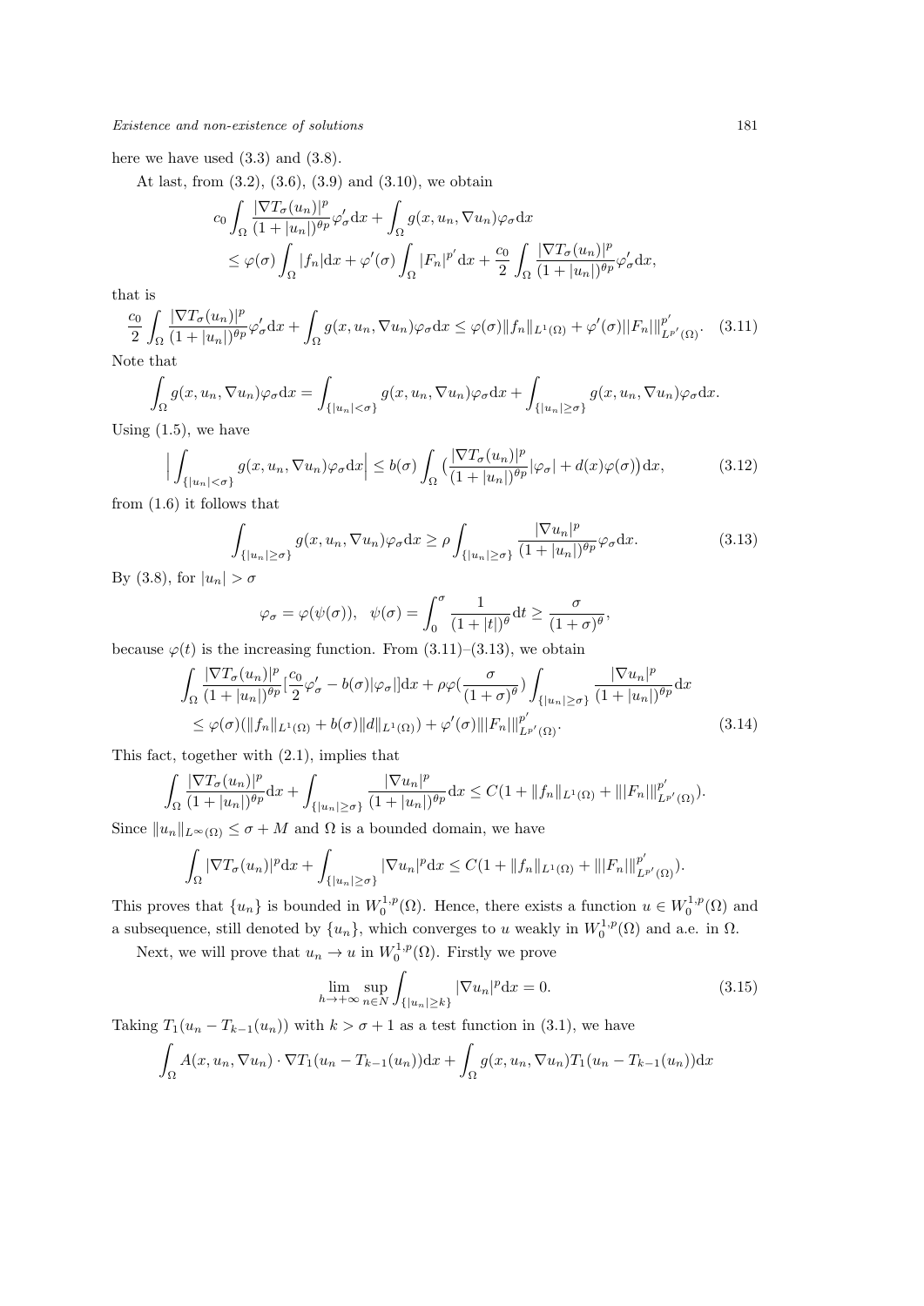here we have used (3.3) and (3.8).

At last, from (3.2), (3.6), (3.9) and (3.10), we obtain

$$
\begin{aligned}
&c_0\int_\Omega \frac{|\nabla T_\sigma(u_n)|^p}{(1+|u_n|)^{\theta p}}\varphi'_\sigma \mathrm{d}x+\int_\Omega g(x,u_n,\nabla u_n)\varphi_\sigma \mathrm{d}x\\
&\quad\le \varphi(\sigma)\int_\Omega |f_n|\mathrm{d}x+\varphi'(\sigma)\int_\Omega |F_n|^{p'}\mathrm{d}x+\frac{c_0}{2}\int_\Omega \frac{|\nabla T_\sigma(u_n)|^p}{(1+|u_n|)^{\theta p}}\varphi'_\sigma \mathrm{d}x,
\end{aligned}
$$

that is

$$
\frac{c_0}{2}\int_\Omega \frac{|\nabla T_\sigma(u_n)|^p}{(1+|u_n|)^{\theta p}}\varphi'_\sigma \mathrm{d}x+\int_\Omega g(x,u_n,\nabla u_n)\varphi_\sigma \mathrm{d}x\le \varphi(\sigma)\|f_n\|_{L^1(\Omega)}+\varphi'(\sigma)\||F_n|\|^{p'}_{L^{p'}(\Omega)}. \tag{3.11}
$$

Note that

$$
\int_\Omega g(x,u_n,\nabla u_n)\varphi_\sigma \mathrm{d}x=\int_{\{|u_n|<\sigma\}} g(x,u_n,\nabla u_n)\varphi_\sigma \mathrm{d}x+\int_{\{|u_n|\ge\sigma\}} g(x,u_n,\nabla u_n)\varphi_\sigma \mathrm{d}x.
$$

Using (1.5), we have

$$
\Big|\int_{\{|u_n|<\sigma\}} g(x,u_n,\nabla u_n)\varphi_\sigma \mathrm{d}x\Big|\le b(\sigma)\int_\Omega \big(\frac{|\nabla T_\sigma(u_n)|^p}{(1+|u_n|)^{\theta p}}|\varphi_\sigma|+d(x)\varphi(\sigma)\big)\mathrm{d}x, \tag{3.12}
$$

from (1.6) it follows that

$$
\int_{\{|u_n|\ge\sigma\}} g(x,u_n,\nabla u_n)\varphi_\sigma \mathrm{d}x\ge \rho\int_{\{|u_n|\ge\sigma\}} \frac{|\nabla u_n|^p}{(1+|u_n|)^{\theta p}}\varphi_\sigma \mathrm{d}x. \tag{3.13}
$$

By (3.8), for $|u_n|>\sigma$

$$
\varphi_\sigma=\varphi(\psi(\sigma)),\quad \psi(\sigma)=\int_0^\sigma \frac{1}{(1+|t|)^\theta}\mathrm{d}t\ge \frac{\sigma}{(1+\sigma)^\theta},
$$

because $\varphi(t)$ is the increasing function. From (3.11)–(3.13), we obtain

$$
\begin{aligned}
&\int_\Omega \frac{|\nabla T_\sigma(u_n)|^p}{(1+|u_n|)^{\theta p}}[\frac{c_0}{2}\varphi'_\sigma-b(\sigma)|\varphi_\sigma|]\mathrm{d}x+\rho\varphi(\frac{\sigma}{(1+\sigma)^\theta})\int_{\{|u_n|\ge\sigma\}} \frac{|\nabla u_n|^p}{(1+|u_n|)^{\theta p}}\mathrm{d}x\\
&\quad\le \varphi(\sigma)(\|f_n\|_{L^1(\Omega)}+b(\sigma)\|d\|_{L^1(\Omega)})+\varphi'(\sigma)\||F_n|\|^{p'}_{L^{p'}(\Omega)}.
\end{aligned} \tag{3.14}
$$

This fact, together with (2.1), implies that

$$
\int_\Omega \frac{|\nabla T_\sigma(u_n)|^p}{(1+|u_n|)^{\theta p}}\mathrm{d}x+\int_{\{|u_n|\ge\sigma\}} \frac{|\nabla u_n|^p}{(1+|u_n|)^{\theta p}}\mathrm{d}x\le C(1+\|f_n\|_{L^1(\Omega)}+\||F_n|\|^{p'}_{L^{p'}(\Omega)}).
$$

Since $\|u_n\|_{L^\infty(\Omega)}\le \sigma+M$ and $\Omega$ is a bounded domain, we have

$$
\int_\Omega |\nabla T_\sigma(u_n)|^p\mathrm{d}x+\int_{\{|u_n|\ge\sigma\}} |\nabla u_n|^p\mathrm{d}x\le C(1+\|f_n\|_{L^1(\Omega)}+\||F_n|\|^{p'}_{L^{p'}(\Omega)}).
$$

This proves that $\{u_n\}$ is bounded in $W_0^{1,p}(\Omega)$. Hence, there exists a function $u\in W_0^{1,p}(\Omega)$ and a subsequence, still denoted by $\{u_n\}$, which converges to $u$ weakly in $W_0^{1,p}(\Omega)$ and a.e. in $\Omega$.

Next, we will prove that $u_n\to u$ in $W_0^{1,p}(\Omega)$. Firstly we prove

$$
\lim_{h\to+\infty}\sup_{n\in N}\int_{\{|u_n|\ge k\}} |\nabla u_n|^p\mathrm{d}x=0. \tag{3.15}
$$

Taking $T_1(u_n-T_{k-1}(u_n))$ with $k>\sigma+1$ as a test function in (3.1), we have

$$
\int_\Omega A(x,u_n,\nabla u_n)\cdot\nabla T_1(u_n-T_{k-1}(u_n))\mathrm{d}x+\int_\Omega g(x,u_n,\nabla u_n)T_1(u_n-T_{k-1}(u_n))\mathrm{d}x
$$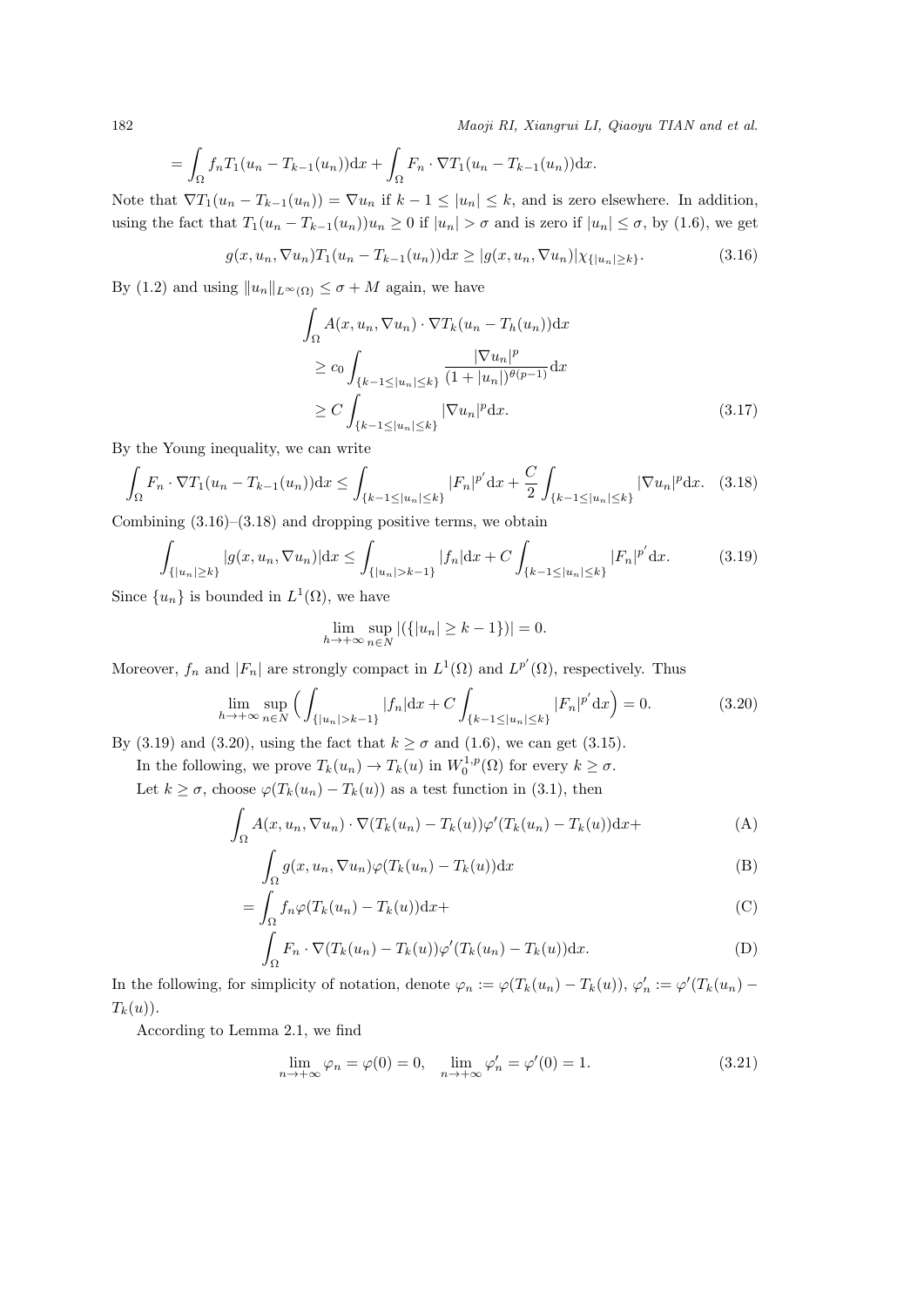$$= \int_\Omega f_n T_1(u_n - T_{k-1}(u_n))\mathrm{d}x + \int_\Omega F_n \cdot \nabla T_1(u_n - T_{k-1}(u_n))\mathrm{d}x.$$

Note that $\nabla T_1(u_n - T_{k-1}(u_n)) = \nabla u_n$ if $k-1 \le |u_n| \le k$, and is zero elsewhere. In addition, using the fact that $T_1(u_n - T_{k-1}(u_n))u_n \ge 0$ if $|u_n| > \sigma$ and is zero if $|u_n| \le \sigma$, by (1.6), we get

$$g(x, u_n, \nabla u_n)T_1(u_n - T_{k-1}(u_n))\mathrm{d}x \ge |g(x, u_n, \nabla u_n)|\chi_{\{|u_n| \ge k\}}. \tag{3.16}$$

By (1.2) and using $\|u_n\|_{L^\infty(\Omega)} \le \sigma + M$ again, we have

$$\begin{aligned}
&\int_\Omega A(x, u_n, \nabla u_n) \cdot \nabla T_k(u_n - T_h(u_n))\mathrm{d}x \\
&\ge c_0 \int_{\{k-1 \le |u_n| \le k\}} \frac{|\nabla u_n|^p}{(1+|u_n|)^{\theta(p-1)}}\mathrm{d}x \\
&\ge C \int_{\{k-1 \le |u_n| \le k\}} |\nabla u_n|^p \mathrm{d}x.
\end{aligned} \tag{3.17}$$

By the Young inequality, we can write

$$\int_\Omega F_n \cdot \nabla T_1(u_n - T_{k-1}(u_n))\mathrm{d}x \le \int_{\{k-1 \le |u_n| \le k\}} |F_n|^{p'}\mathrm{d}x + \frac{C}{2}\int_{\{k-1 \le |u_n| \le k\}} |\nabla u_n|^p \mathrm{d}x. \tag{3.18}$$

Combining (3.16)–(3.18) and dropping positive terms, we obtain

$$\int_{\{|u_n| \ge k\}} |g(x, u_n, \nabla u_n)|\mathrm{d}x \le \int_{\{|u_n| > k-1\}} |f_n|\mathrm{d}x + C\int_{\{k-1 \le |u_n| \le k\}} |F_n|^{p'}\mathrm{d}x. \tag{3.19}$$

Since $\{u_n\}$ is bounded in $L^1(\Omega)$, we have

$$\lim_{h \to +\infty} \sup_{n \in N} |(\{|u_n| \ge k-1\})| = 0.$$

Moreover, $f_n$ and $|F_n|$ are strongly compact in $L^1(\Omega)$ and $L^{p'}(\Omega)$, respectively. Thus

$$\lim_{h \to +\infty} \sup_{n \in N} \Big( \int_{\{|u_n| > k-1\}} |f_n|\mathrm{d}x + C\int_{\{k-1 \le |u_n| \le k\}} |F_n|^{p'}\mathrm{d}x \Big) = 0. \tag{3.20}$$

By (3.19) and (3.20), using the fact that $k \ge \sigma$ and (1.6), we can get (3.15).

In the following, we prove $T_k(u_n) \to T_k(u)$ in $W_0^{1,p}(\Omega)$ for every $k \ge \sigma$.

Let $k \ge \sigma$, choose $\varphi(T_k(u_n) - T_k(u))$ as a test function in (3.1), then

$$\int_\Omega A(x, u_n, \nabla u_n) \cdot \nabla(T_k(u_n) - T_k(u))\varphi'(T_k(u_n) - T_k(u))\mathrm{d}x + \tag{A}$$

$$\int_\Omega g(x, u_n, \nabla u_n)\varphi(T_k(u_n) - T_k(u))\mathrm{d}x \tag{B}$$

$$= \int_\Omega f_n \varphi(T_k(u_n) - T_k(u))\mathrm{d}x + \tag{C}$$

$$\int_\Omega F_n \cdot \nabla(T_k(u_n) - T_k(u))\varphi'(T_k(u_n) - T_k(u))\mathrm{d}x. \tag{D}$$

In the following, for simplicity of notation, denote $\varphi_n := \varphi(T_k(u_n) - T_k(u))$, $\varphi'_n := \varphi'(T_k(u_n) - T_k(u))$.

According to Lemma 2.1, we find

$$\lim_{n \to +\infty} \varphi_n = \varphi(0) = 0, \quad \lim_{n \to +\infty} \varphi'_n = \varphi'(0) = 1. \tag{3.21}$$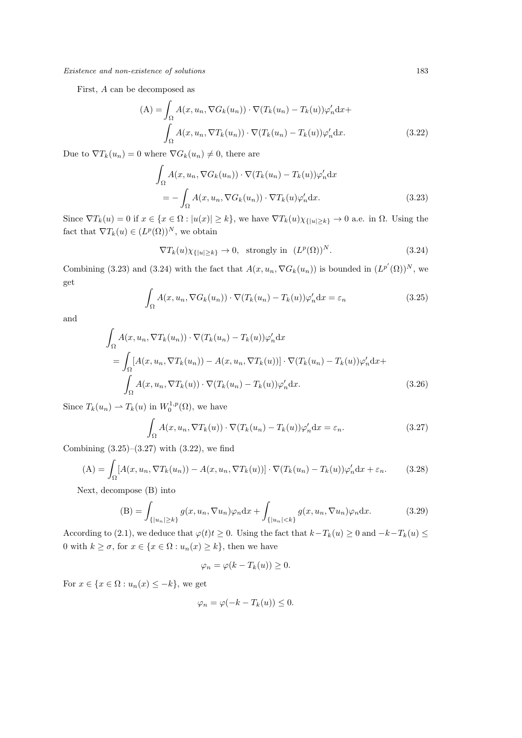First, $A$ can be decomposed as

$$
\begin{aligned}
(\mathrm{A}) = &\int_\Omega A(x, u_n, \nabla G_k(u_n)) \cdot \nabla(T_k(u_n) - T_k(u))\varphi_n' \mathrm{d}x + \\
&\int_\Omega A(x, u_n, \nabla T_k(u_n)) \cdot \nabla(T_k(u_n) - T_k(u))\varphi_n' \mathrm{d}x.
\end{aligned}
\tag{3.22}
$$

Due to $\nabla T_k(u_n) = 0$ where $\nabla G_k(u_n) \neq 0$, there are

$$
\begin{aligned}
&\int_\Omega A(x, u_n, \nabla G_k(u_n)) \cdot \nabla(T_k(u_n) - T_k(u))\varphi_n' \mathrm{d}x \\
&\quad = -\int_\Omega A(x, u_n, \nabla G_k(u_n)) \cdot \nabla T_k(u)\varphi_n' \mathrm{d}x.
\end{aligned}
\tag{3.23}
$$

Since $\nabla T_k(u) = 0$ if $x \in \{x \in \Omega : |u(x)| \geq k\}$, we have $\nabla T_k(u)\chi_{\{|u| \geq k\}} \to 0$ a.e. in $\Omega$. Using the fact that $\nabla T_k(u) \in (L^p(\Omega))^N$, we obtain

$$
\nabla T_k(u)\chi_{\{|u| \geq k\}} \to 0, \quad \text{strongly in} \quad (L^p(\Omega))^N. \tag{3.24}
$$

Combining (3.23) and (3.24) with the fact that $A(x, u_n, \nabla G_k(u_n))$ is bounded in $(L^{p'}(\Omega))^N$, we get

$$
\int_\Omega A(x, u_n, \nabla G_k(u_n)) \cdot \nabla(T_k(u_n) - T_k(u))\varphi_n' \mathrm{d}x = \varepsilon_n \tag{3.25}
$$

and

$$
\begin{aligned}
&\int_\Omega A(x, u_n, \nabla T_k(u_n)) \cdot \nabla(T_k(u_n) - T_k(u))\varphi_n' \mathrm{d}x \\
&= \int_\Omega [A(x, u_n, \nabla T_k(u_n)) - A(x, u_n, \nabla T_k(u))] \cdot \nabla(T_k(u_n) - T_k(u))\varphi_n' \mathrm{d}x + \\
&\quad \int_\Omega A(x, u_n, \nabla T_k(u)) \cdot \nabla(T_k(u_n) - T_k(u))\varphi_n' \mathrm{d}x.
\end{aligned}
\tag{3.26}
$$

Since $T_k(u_n) \rightharpoonup T_k(u)$ in $W_0^{1,p}(\Omega)$, we have

$$
\int_\Omega A(x, u_n, \nabla T_k(u)) \cdot \nabla(T_k(u_n) - T_k(u))\varphi_n' \mathrm{d}x = \varepsilon_n. \tag{3.27}
$$

Combining (3.25)–(3.27) with (3.22), we find

$$
(\mathrm{A}) = \int_\Omega [A(x, u_n, \nabla T_k(u_n)) - A(x, u_n, \nabla T_k(u))] \cdot \nabla(T_k(u_n) - T_k(u))\varphi_n' \mathrm{d}x + \varepsilon_n. \tag{3.28}
$$

Next, decompose (B) into

$$
(\mathrm{B}) = \int_{\{|u_n| \geq k\}} g(x, u_n, \nabla u_n)\varphi_n \mathrm{d}x + \int_{\{|u_n| < k\}} g(x, u_n, \nabla u_n)\varphi_n \mathrm{d}x. \tag{3.29}
$$

According to (2.1), we deduce that $\varphi(t)t \geq 0$. Using the fact that $k - T_k(u) \geq 0$ and $-k - T_k(u) \leq 0$ with $k \geq \sigma$, for $x \in \{x \in \Omega : u_n(x) \geq k\}$, then we have

$$
\varphi_n = \varphi(k - T_k(u)) \geq 0.
$$

For $x \in \{x \in \Omega : u_n(x) \leq -k\}$, we get

$$
\varphi_n = \varphi(-k - T_k(u)) \leq 0.
$$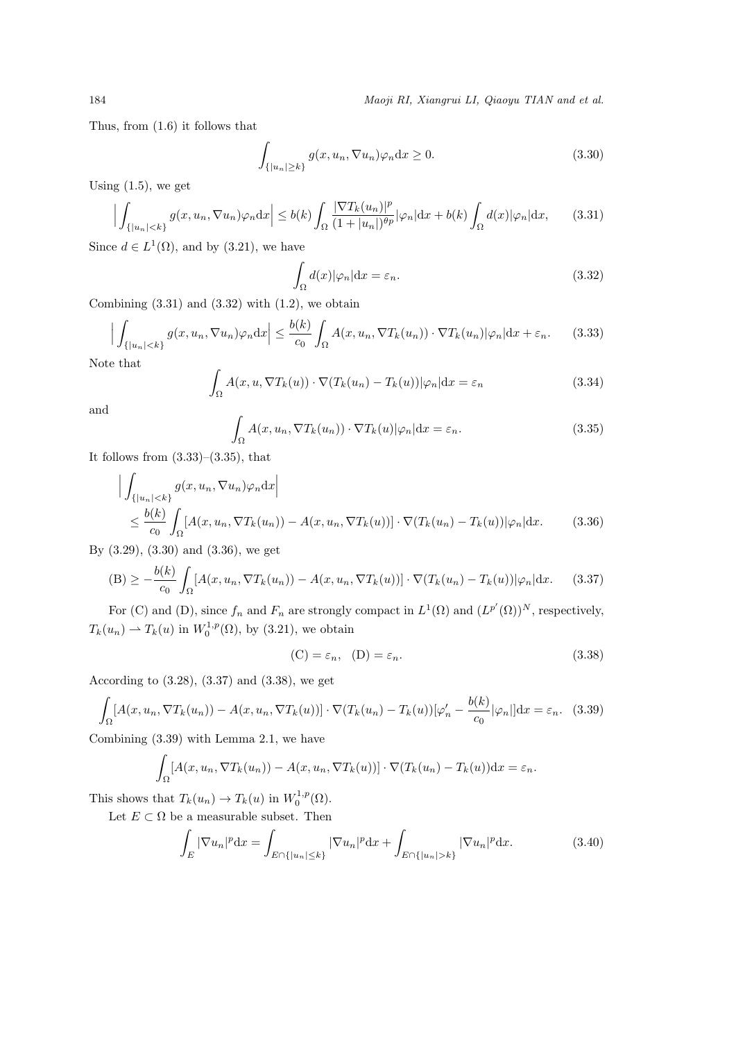Thus, from (1.6) it follows that

$$\int_{\{|u_n|\geq k\}} g(x,u_n,\nabla u_n)\varphi_n \mathrm{d}x \geq 0. \tag{3.30}$$

Using (1.5), we get

$$\Big|\int_{\{|u_n|<k\}} g(x,u_n,\nabla u_n)\varphi_n \mathrm{d}x\Big| \leq b(k)\int_\Omega \frac{|\nabla T_k(u_n)|^p}{(1+|u_n|)^{\theta p}}|\varphi_n|\mathrm{d}x + b(k)\int_\Omega d(x)|\varphi_n|\mathrm{d}x, \tag{3.31}$$

Since $d\in L^1(\Omega)$, and by (3.21), we have

$$\int_\Omega d(x)|\varphi_n|\mathrm{d}x = \varepsilon_n. \tag{3.32}$$

Combining (3.31) and (3.32) with (1.2), we obtain

$$\Big|\int_{\{|u_n|<k\}} g(x,u_n,\nabla u_n)\varphi_n \mathrm{d}x\Big| \leq \frac{b(k)}{c_0}\int_\Omega A(x,u_n,\nabla T_k(u_n))\cdot\nabla T_k(u_n)|\varphi_n|\mathrm{d}x + \varepsilon_n. \tag{3.33}$$

Note that

$$\int_\Omega A(x,u,\nabla T_k(u))\cdot\nabla(T_k(u_n)-T_k(u))|\varphi_n|\mathrm{d}x = \varepsilon_n \tag{3.34}$$

and

$$\int_\Omega A(x,u_n,\nabla T_k(u_n))\cdot\nabla T_k(u)|\varphi_n|\mathrm{d}x = \varepsilon_n. \tag{3.35}$$

It follows from (3.33)–(3.35), that

$$\begin{aligned}
&\Big|\int_{\{|u_n|<k\}} g(x,u_n,\nabla u_n)\varphi_n \mathrm{d}x\Big| \\
&\quad\leq \frac{b(k)}{c_0}\int_\Omega [A(x,u_n,\nabla T_k(u_n))-A(x,u_n,\nabla T_k(u))]\cdot\nabla(T_k(u_n)-T_k(u))|\varphi_n|\mathrm{d}x.
\end{aligned} \tag{3.36}$$

By (3.29), (3.30) and (3.36), we get

$$(\mathrm{B}) \geq -\frac{b(k)}{c_0}\int_\Omega [A(x,u_n,\nabla T_k(u_n))-A(x,u_n,\nabla T_k(u))]\cdot\nabla(T_k(u_n)-T_k(u))|\varphi_n|\mathrm{d}x. \tag{3.37}$$

For (C) and (D), since $f_n$ and $F_n$ are strongly compact in $L^1(\Omega)$ and $(L^{p'}(\Omega))^N$, respectively, $T_k(u_n)\rightharpoonup T_k(u)$ in $W_0^{1,p}(\Omega)$, by (3.21), we obtain

$$(\mathrm{C}) = \varepsilon_n, \quad (\mathrm{D}) = \varepsilon_n. \tag{3.38}$$

According to (3.28), (3.37) and (3.38), we get

$$\int_\Omega [A(x,u_n,\nabla T_k(u_n))-A(x,u_n,\nabla T_k(u))]\cdot\nabla(T_k(u_n)-T_k(u))[\varphi_n' - \frac{b(k)}{c_0}|\varphi_n|]\mathrm{d}x = \varepsilon_n. \tag{3.39}$$

Combining (3.39) with Lemma 2.1, we have

$$\int_\Omega [A(x,u_n,\nabla T_k(u_n))-A(x,u_n,\nabla T_k(u))]\cdot\nabla(T_k(u_n)-T_k(u))\mathrm{d}x = \varepsilon_n.$$

This shows that $T_k(u_n)\to T_k(u)$ in $W_0^{1,p}(\Omega)$.

Let $E\subset\Omega$ be a measurable subset. Then

$$\int_E |\nabla u_n|^p \mathrm{d}x = \int_{E\cap\{|u_n|\leq k\}} |\nabla u_n|^p \mathrm{d}x + \int_{E\cap\{|u_n|>k\}} |\nabla u_n|^p \mathrm{d}x. \tag{3.40}$$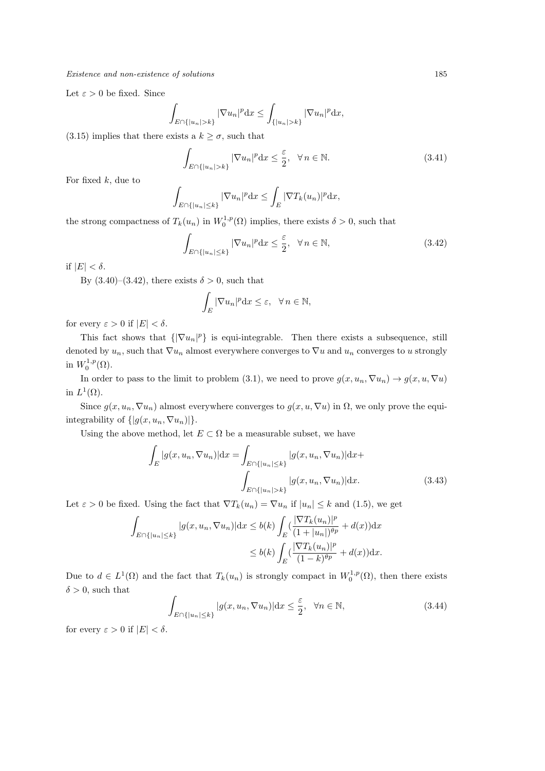Let $\varepsilon > 0$ be fixed. Since

$$\int_{E\cap\{|u_n|>k\}} |\nabla u_n|^p \mathrm{d}x \le \int_{\{|u_n|>k\}} |\nabla u_n|^p \mathrm{d}x,$$

(3.15) implies that there exists a $k \ge \sigma$, such that

$$\int_{E\cap\{|u_n|>k\}} |\nabla u_n|^p \mathrm{d}x \le \frac{\varepsilon}{2}, \quad \forall\, n \in \mathbb{N}. \tag{3.41}$$

For fixed $k$, due to

$$\int_{E\cap\{|u_n|\le k\}} |\nabla u_n|^p \mathrm{d}x \le \int_E |\nabla T_k(u_n)|^p \mathrm{d}x,$$

the strong compactness of $T_k(u_n)$ in $W_0^{1,p}(\Omega)$ implies, there exists $\delta > 0$, such that

$$\int_{E\cap\{|u_n|\le k\}} |\nabla u_n|^p \mathrm{d}x \le \frac{\varepsilon}{2}, \quad \forall\, n \in \mathbb{N}, \tag{3.42}$$

if $|E| < \delta$.

By (3.40)–(3.42), there exists $\delta > 0$, such that

$$\int_E |\nabla u_n|^p \mathrm{d}x \le \varepsilon, \quad \forall\, n \in \mathbb{N},$$

for every $\varepsilon > 0$ if $|E| < \delta$.

This fact shows that $\{|\nabla u_n|^p\}$ is equi-integrable. Then there exists a subsequence, still denoted by $u_n$, such that $\nabla u_n$ almost everywhere converges to $\nabla u$ and $u_n$ converges to $u$ strongly in $W_0^{1,p}(\Omega)$.

In order to pass to the limit to problem (3.1), we need to prove $g(x, u_n, \nabla u_n) \to g(x, u, \nabla u)$ in $L^1(\Omega)$.

Since $g(x, u_n, \nabla u_n)$ almost everywhere converges to $g(x, u, \nabla u)$ in $\Omega$, we only prove the equi-integrability of $\{|g(x, u_n, \nabla u_n)|\}$.

Using the above method, let $E \subset \Omega$ be a measurable subset, we have

$$\begin{aligned}\int_E |g(x, u_n, \nabla u_n)| \mathrm{d}x = &\int_{E\cap\{|u_n|\le k\}} |g(x, u_n, \nabla u_n)| \mathrm{d}x + \\ &\int_{E\cap\{|u_n|>k\}} |g(x, u_n, \nabla u_n)| \mathrm{d}x.\end{aligned} \tag{3.43}$$

Let $\varepsilon > 0$ be fixed. Using the fact that $\nabla T_k(u_n) = \nabla u_n$ if $|u_n| \le k$ and (1.5), we get

$$\begin{aligned}\int_{E\cap\{|u_n|\le k\}} |g(x, u_n, \nabla u_n)| \mathrm{d}x &\le b(k) \int_E \Big(\frac{|\nabla T_k(u_n)|^p}{(1+|u_n|)^{\theta p}} + d(x)\Big) \mathrm{d}x \\ &\le b(k) \int_E \Big(\frac{|\nabla T_k(u_n)|^p}{(1-k)^{\theta p}} + d(x)\Big) \mathrm{d}x.\end{aligned}$$

Due to $d \in L^1(\Omega)$ and the fact that $T_k(u_n)$ is strongly compact in $W_0^{1,p}(\Omega)$, then there exists $\delta > 0$, such that

$$\int_{E\cap\{|u_n|\le k\}} |g(x, u_n, \nabla u_n)| \mathrm{d}x \le \frac{\varepsilon}{2}, \quad \forall n \in \mathbb{N}, \tag{3.44}$$

for every $\varepsilon > 0$ if $|E| < \delta$.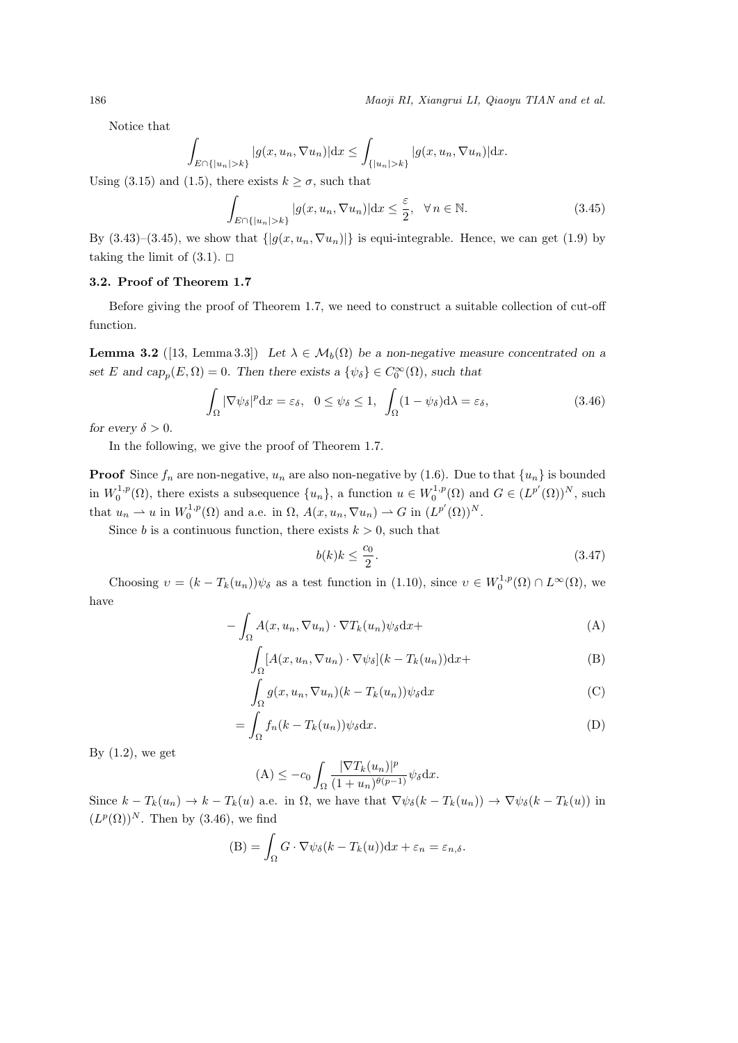Notice that

$$\int_{E\cap\{|u_n|>k\}} |g(x,u_n,\nabla u_n)|\mathrm{d}x \le \int_{\{|u_n|>k\}} |g(x,u_n,\nabla u_n)|\mathrm{d}x.$$

Using (3.15) and (1.5), there exists $k\ge\sigma$, such that

$$\int_{E\cap\{|u_n|>k\}} |g(x,u_n,\nabla u_n)|\mathrm{d}x \le \frac{\varepsilon}{2},\quad \forall\, n\in\mathbb{N}. \tag{3.45}$$

By (3.43)–(3.45), we show that $\{|g(x,u_n,\nabla u_n)|\}$ is equi-integrable. Hence, we can get (1.9) by taking the limit of (3.1). $\square$

### 3.2. Proof of Theorem 1.7

Before giving the proof of Theorem 1.7, we need to construct a suitable collection of cut-off function.

**Lemma 3.2** ([13, Lemma 3.3]) *Let $\lambda\in\mathcal{M}_b(\Omega)$ be a non-negative measure concentrated on a set $E$ and $\mathrm{cap}_p(E,\Omega)=0$. Then there exists a $\{\psi_\delta\}\in C_0^\infty(\Omega)$, such that*

$$\int_\Omega |\nabla\psi_\delta|^p\mathrm{d}x=\varepsilon_\delta,\quad 0\le\psi_\delta\le 1,\quad \int_\Omega (1-\psi_\delta)\mathrm{d}\lambda=\varepsilon_\delta, \tag{3.46}$$

*for every $\delta>0$.*

In the following, we give the proof of Theorem 1.7.

**Proof** Since $f_n$ are non-negative, $u_n$ are also non-negative by (1.6). Due to that $\{u_n\}$ is bounded in $W_0^{1,p}(\Omega)$, there exists a subsequence $\{u_n\}$, a function $u\in W_0^{1,p}(\Omega)$ and $G\in(L^{p'}(\Omega))^N$, such that $u_n\rightharpoonup u$ in $W_0^{1,p}(\Omega)$ and a.e. in $\Omega$, $A(x,u_n,\nabla u_n)\rightharpoonup G$ in $(L^{p'}(\Omega))^N$.

Since $b$ is a continuous function, there exists $k>0$, such that

$$b(k)k\le\frac{c_0}{2}. \tag{3.47}$$

Choosing $\upsilon=(k-T_k(u_n))\psi_\delta$ as a test function in (1.10), since $\upsilon\in W_0^{1,p}(\Omega)\cap L^\infty(\Omega)$, we have

$$-\int_\Omega A(x,u_n,\nabla u_n)\cdot\nabla T_k(u_n)\psi_\delta\mathrm{d}x+ \tag{A}$$

$$\int_\Omega [A(x,u_n,\nabla u_n)\cdot\nabla\psi_\delta](k-T_k(u_n))\mathrm{d}x+ \tag{B}$$

$$\int_\Omega g(x,u_n,\nabla u_n)(k-T_k(u_n))\psi_\delta\mathrm{d}x \tag{C}$$

$$=\int_\Omega f_n(k-T_k(u_n))\psi_\delta\mathrm{d}x. \tag{D}$$

By (1.2), we get

$$(\mathrm{A})\le -c_0\int_\Omega \frac{|\nabla T_k(u_n)|^p}{(1+u_n)^{\theta(p-1)}}\psi_\delta\mathrm{d}x.$$

Since $k-T_k(u_n)\to k-T_k(u)$ a.e. in $\Omega$, we have that $\nabla\psi_\delta(k-T_k(u_n))\to\nabla\psi_\delta(k-T_k(u))$ in $(L^p(\Omega))^N$. Then by (3.46), we find

$$(\mathrm{B})=\int_\Omega G\cdot\nabla\psi_\delta(k-T_k(u))\mathrm{d}x+\varepsilon_n=\varepsilon_{n,\delta}.$$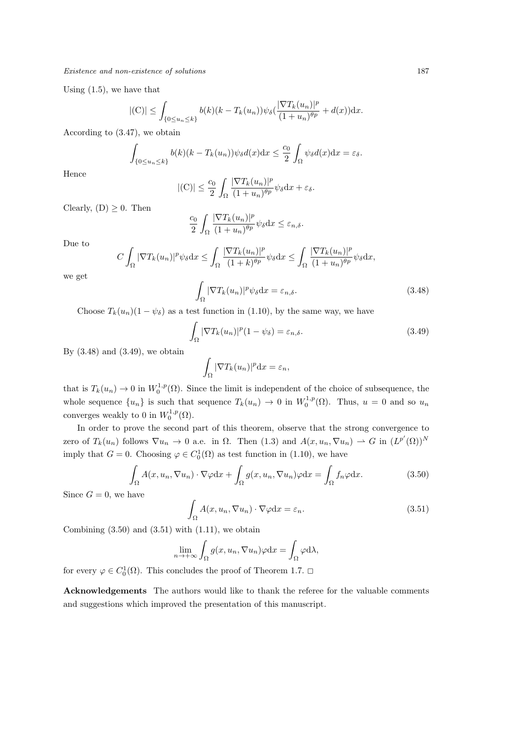Using (1.5), we have that

$$|(\mathrm{C})| \leq \int_{\{0 \leq u_n \leq k\}} b(k)(k - T_k(u_n))\psi_\delta(\frac{|\nabla T_k(u_n)|^p}{(1+u_n)^{\theta p}} + d(x))\mathrm{d}x.$$

According to (3.47), we obtain

$$\int_{\{0 \leq u_n \leq k\}} b(k)(k - T_k(u_n))\psi_\delta d(x)\mathrm{d}x \leq \frac{c_0}{2}\int_\Omega \psi_\delta d(x)\mathrm{d}x = \varepsilon_\delta.$$

Hence

$$|(\mathrm{C})| \leq \frac{c_0}{2}\int_\Omega \frac{|\nabla T_k(u_n)|^p}{(1+u_n)^{\theta p}}\psi_\delta \mathrm{d}x + \varepsilon_\delta.$$

Clearly, $(\mathrm{D}) \geq 0$. Then

$$\frac{c_0}{2}\int_\Omega \frac{|\nabla T_k(u_n)|^p}{(1+u_n)^{\theta p}}\psi_\delta \mathrm{d}x \leq \varepsilon_{n,\delta}.$$

Due to

$$C\int_\Omega |\nabla T_k(u_n)|^p \psi_\delta \mathrm{d}x \leq \int_\Omega \frac{|\nabla T_k(u_n)|^p}{(1+k)^{\theta p}}\psi_\delta \mathrm{d}x \leq \int_\Omega \frac{|\nabla T_k(u_n)|^p}{(1+u_n)^{\theta p}}\psi_\delta \mathrm{d}x,$$

we get

$$\int_\Omega |\nabla T_k(u_n)|^p \psi_\delta \mathrm{d}x = \varepsilon_{n,\delta}. \tag{3.48}$$

Choose $T_k(u_n)(1-\psi_\delta)$ as a test function in (1.10), by the same way, we have

$$\int_\Omega |\nabla T_k(u_n)|^p (1-\psi_\delta) = \varepsilon_{n,\delta}. \tag{3.49}$$

By (3.48) and (3.49), we obtain

$$\int_\Omega |\nabla T_k(u_n)|^p \mathrm{d}x = \varepsilon_n,$$

that is $T_k(u_n) \to 0$ in $W_0^{1,p}(\Omega)$. Since the limit is independent of the choice of subsequence, the whole sequence $\{u_n\}$ is such that sequence $T_k(u_n) \to 0$ in $W_0^{1,p}(\Omega)$. Thus, $u = 0$ and so $u_n$ converges weakly to 0 in $W_0^{1,p}(\Omega)$.

In order to prove the second part of this theorem, observe that the strong convergence to zero of $T_k(u_n)$ follows $\nabla u_n \to 0$ a.e. in $\Omega$. Then (1.3) and $A(x, u_n, \nabla u_n) \rightharpoonup G$ in $(L^{p'}(\Omega))^N$ imply that $G = 0$. Choosing $\varphi \in C_0^1(\Omega)$ as test function in (1.10), we have

$$\int_\Omega A(x, u_n, \nabla u_n) \cdot \nabla\varphi \mathrm{d}x + \int_\Omega g(x, u_n, \nabla u_n)\varphi \mathrm{d}x = \int_\Omega f_n \varphi \mathrm{d}x. \tag{3.50}$$

Since $G = 0$, we have

$$\int_\Omega A(x, u_n, \nabla u_n) \cdot \nabla\varphi \mathrm{d}x = \varepsilon_n. \tag{3.51}$$

Combining (3.50) and (3.51) with (1.11), we obtain

$$\lim_{n\to+\infty}\int_\Omega g(x, u_n, \nabla u_n)\varphi \mathrm{d}x = \int_\Omega \varphi \mathrm{d}\lambda,$$

for every $\varphi \in C_0^1(\Omega)$. This concludes the proof of Theorem 1.7. □

**Acknowledgements** The authors would like to thank the referee for the valuable comments and suggestions which improved the presentation of this manuscript.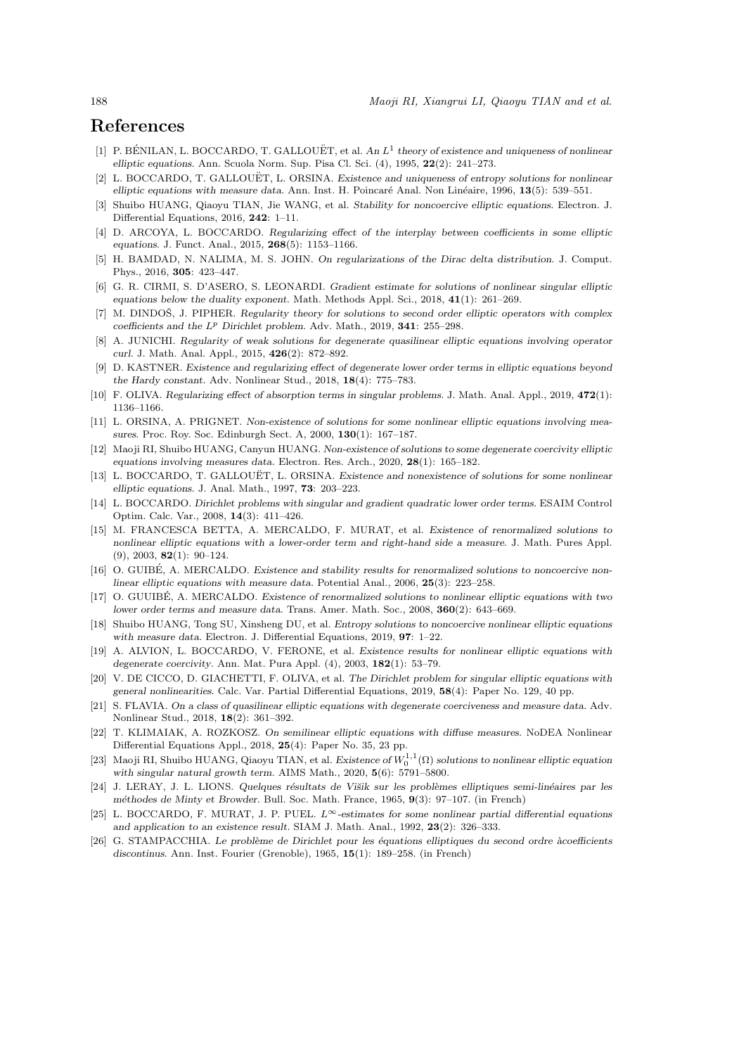# References

[1] P. BÉNILAN, L. BOCCARDO, T. GALLOUËT, et al. *An $L^1$ theory of existence and uniqueness of nonlinear elliptic equations*. Ann. Scuola Norm. Sup. Pisa Cl. Sci. (4), 1995, **22**(2): 241–273.

[2] L. BOCCARDO, T. GALLOUËT, L. ORSINA. *Existence and uniqueness of entropy solutions for nonlinear elliptic equations with measure data*. Ann. Inst. H. Poincaré Anal. Non Linéaire, 1996, **13**(5): 539–551.

[3] Shuibo HUANG, Qiaoyu TIAN, Jie WANG, et al. *Stability for noncoercive elliptic equations*. Electron. J. Differential Equations, 2016, **242**: 1–11.

[4] D. ARCOYA, L. BOCCARDO. *Regularizing effect of the interplay between coefficients in some elliptic equations*. J. Funct. Anal., 2015, **268**(5): 1153–1166.

[5] H. BAMDAD, N. NALIMA, M. S. JOHN. *On regularizations of the Dirac delta distribution*. J. Comput. Phys., 2016, **305**: 423–447.

[6] G. R. CIRMI, S. D'ASERO, S. LEONARDI. *Gradient estimate for solutions of nonlinear singular elliptic equations below the duality exponent*. Math. Methods Appl. Sci., 2018, **41**(1): 261–269.

[7] M. DINDOŠ, J. PIPHER. *Regularity theory for solutions to second order elliptic operators with complex coefficients and the $L^p$ Dirichlet problem*. Adv. Math., 2019, **341**: 255–298.

[8] A. JUNICHI. *Regularity of weak solutions for degenerate quasilinear elliptic equations involving operator curl*. J. Math. Anal. Appl., 2015, **426**(2): 872–892.

[9] D. KASTNER. *Existence and regularizing effect of degenerate lower order terms in elliptic equations beyond the Hardy constant*. Adv. Nonlinear Stud., 2018, **18**(4): 775–783.

[10] F. OLIVA. *Regularizing effect of absorption terms in singular problems*. J. Math. Anal. Appl., 2019, **472**(1): 1136–1166.

[11] L. ORSINA, A. PRIGNET. *Non-existence of solutions for some nonlinear elliptic equations involving measures*. Proc. Roy. Soc. Edinburgh Sect. A, 2000, **130**(1): 167–187.

[12] Maoji RI, Shuibo HUANG, Canyun HUANG. *Non-existence of solutions to some degenerate coercivity elliptic equations involving measures data*. Electron. Res. Arch., 2020, **28**(1): 165–182.

[13] L. BOCCARDO, T. GALLOUËT, L. ORSINA. *Existence and nonexistence of solutions for some nonlinear elliptic equations*. J. Anal. Math., 1997, **73**: 203–223.

[14] L. BOCCARDO. *Dirichlet problems with singular and gradient quadratic lower order terms*. ESAIM Control Optim. Calc. Var., 2008, **14**(3): 411–426.

[15] M. FRANCESCA BETTA, A. MERCALDO, F. MURAT, et al. *Existence of renormalized solutions to nonlinear elliptic equations with a lower-order term and right-hand side a measure*. J. Math. Pures Appl. (9), 2003, **82**(1): 90–124.

[16] O. GUIBÉ, A. MERCALDO. *Existence and stability results for renormalized solutions to noncoercive nonlinear elliptic equations with measure data*. Potential Anal., 2006, **25**(3): 223–258.

[17] O. GUUIBÉ, A. MERCALDO. *Existence of renormalized solutions to nonlinear elliptic equations with two lower order terms and measure data*. Trans. Amer. Math. Soc., 2008, **360**(2): 643–669.

[18] Shuibo HUANG, Tong SU, Xinsheng DU, et al. *Entropy solutions to noncoercive nonlinear elliptic equations with measure data*. Electron. J. Differential Equations, 2019, **97**: 1–22.

[19] A. ALVION, L. BOCCARDO, V. FERONE, et al. *Existence results for nonlinear elliptic equations with degenerate coercivity*. Ann. Mat. Pura Appl. (4), 2003, **182**(1): 53–79.

[20] V. DE CICCO, D. GIACHETTI, F. OLIVA, et al. *The Dirichlet problem for singular elliptic equations with general nonlinearities*. Calc. Var. Partial Differential Equations, 2019, **58**(4): Paper No. 129, 40 pp.

[21] S. FLAVIA. *On a class of quasilinear elliptic equations with degenerate coerciveness and measure data*. Adv. Nonlinear Stud., 2018, **18**(2): 361–392.

[22] T. KLIMAIAK, A. ROZKOSZ. *On semilinear elliptic equations with diffuse measures*. NoDEA Nonlinear Differential Equations Appl., 2018, **25**(4): Paper No. 35, 23 pp.

[23] Maoji RI, Shuibo HUANG, Qiaoyu TIAN, et al. *Existence of $W_0^{1,1}(\Omega)$ solutions to nonlinear elliptic equation with singular natural growth term*. AIMS Math., 2020, **5**(6): 5791–5800.

[24] J. LERAY, J. L. LIONS. *Quelques résultats de Višik sur les problèmes elliptiques semi-linéaires par les méthodes de Minty et Browder*. Bull. Soc. Math. France, 1965, **9**(3): 97–107. (in French)

[25] L. BOCCARDO, F. MURAT, J. P. PUEL. *$L^\infty$-estimates for some nonlinear partial differential equations and application to an existence result*. SIAM J. Math. Anal., 1992, **23**(2): 326–333.

[26] G. STAMPACCHIA. *Le problème de Dirichlet pour les équations elliptiques du second ordre àcoefficients discontinus*. Ann. Inst. Fourier (Grenoble), 1965, **15**(1): 189–258. (in French)